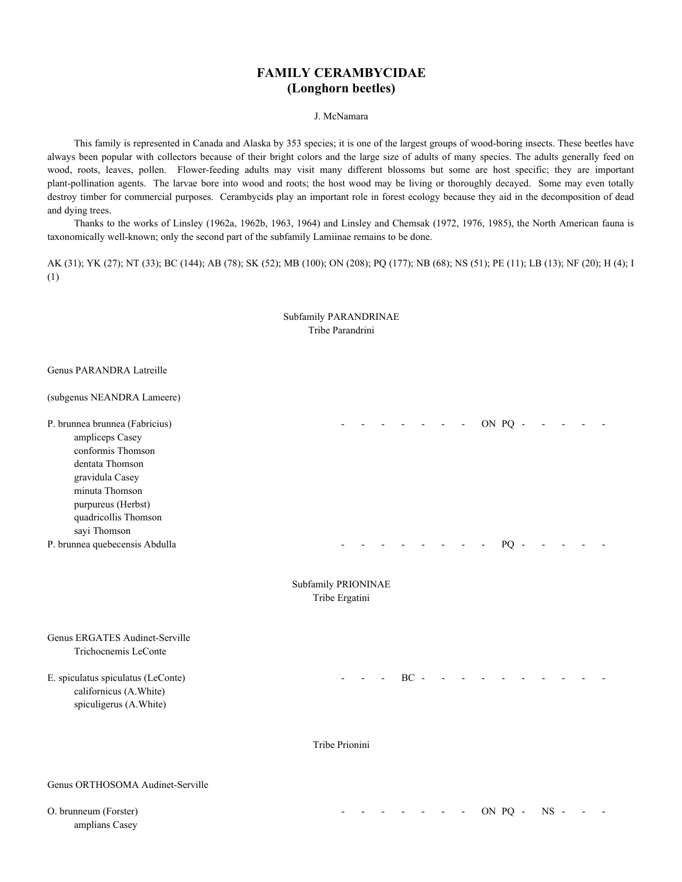# FAMILY CERAMBYCIDAE
## (Longhorn beetles)

J. McNamara

This family is represented in Canada and Alaska by 353 species; it is one of the largest groups of wood-boring insects. These beetles have always been popular with collectors because of their bright colors and the large size of adults of many species. The adults generally feed on wood, roots, leaves, pollen. Flower-feeding adults may visit many different blossoms but some are host specific; they are important plant-pollination agents. The larvae bore into wood and roots; the host wood may be living or thoroughly decayed. Some may even totally destroy timber for commercial purposes. Cerambycids play an important role in forest ecology because they aid in the decomposition of dead and dying trees.

Thanks to the works of Linsley (1962a, 1962b, 1963, 1964) and Linsley and Chemsak (1972, 1976, 1985), the North American fauna is taxonomically well-known; only the second part of the subfamily Lamiinae remains to be done.

AK (31); YK (27); NT (33); BC (144); AB (78); SK (52); MB (100); ON (208); PQ (177); NB (68); NS (51); PE (11); LB (13); NF (20); H (4); I (1)

### Subfamily PARANDRINAE
#### Tribe Parandrini

Genus PARANDRA Latreille

(subgenus NEANDRA Lameere)

P. brunnea brunnea (Fabricius) - - - - - - - ON PQ - - - - -
- ampliceps Casey
- conformis Thomson
- dentata Thomson
- gravidula Casey
- minuta Thomson
- purpureus (Herbst)
- quadricollis Thomson
- sayi Thomson

P. brunnea quebecensis Abdulla - - - - - - - - PQ - - - - -

### Subfamily PRIONINAE
#### Tribe Ergatini

Genus ERGATES Audinet-Serville
- Trichocnemis LeConte

E. spiculatus spiculatus (LeConte) - - - BC - - - - - - - - - -
- californicus (A.White)
- spiculigerus (A.White)

#### Tribe Prionini

Genus ORTHOSOMA Audinet-Serville

O. brunneum (Forster) - - - - - - - ON PQ - NS - - -
- amplians Casey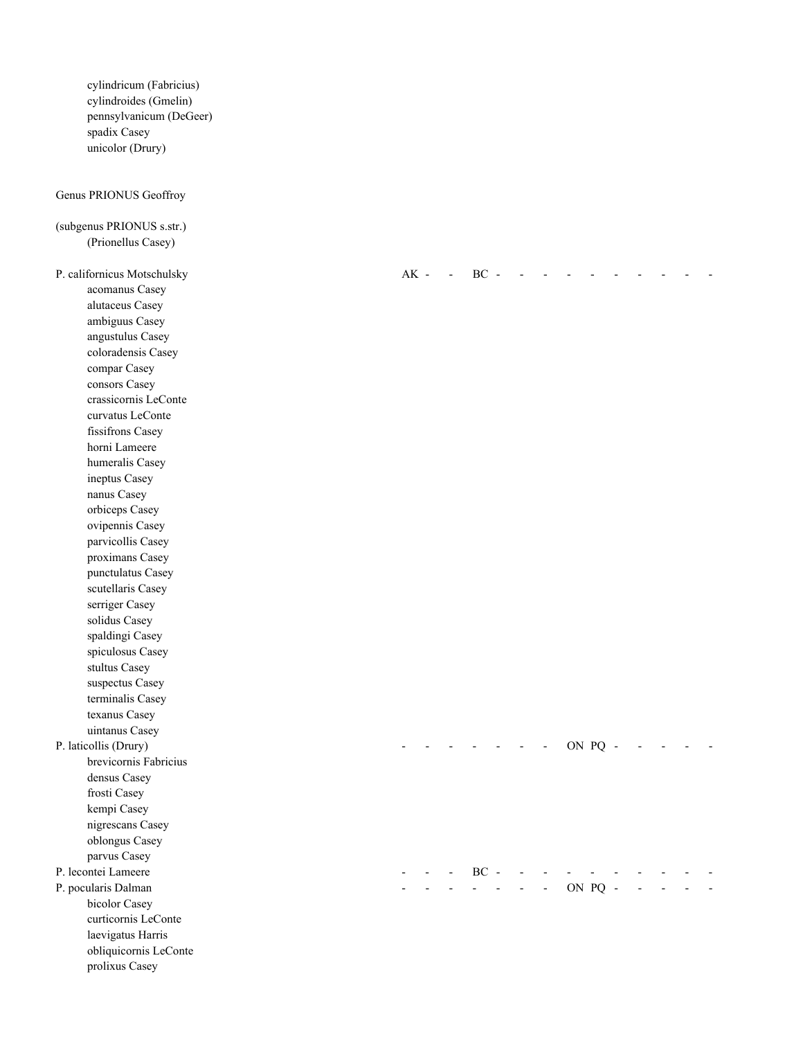cylindricum (Fabricius)
cylindroides (Gmelin)
pennsylvanicum (DeGeer)
spadix Casey
unicolor (Drury)

Genus PRIONUS Geoffroy

(subgenus PRIONUS s.str.)
(Prionellus Casey)

| Taxon | | | | | | | | | | | | | | |
|---|---|---|---|---|---|---|---|---|---|---|---|---|---|---|
| P. californicus Motschulsky | AK | - | - | BC | - | - | - | - | - | - | - | - | - | - |
| acomanus Casey | | | | | | | | | | | | | | |
| alutaceus Casey | | | | | | | | | | | | | | |
| ambiguus Casey | | | | | | | | | | | | | | |
| angustulus Casey | | | | | | | | | | | | | | |
| coloradensis Casey | | | | | | | | | | | | | | |
| compar Casey | | | | | | | | | | | | | | |
| consors Casey | | | | | | | | | | | | | | |
| crassicornis LeConte | | | | | | | | | | | | | | |
| curvatus LeConte | | | | | | | | | | | | | | |
| fissifrons Casey | | | | | | | | | | | | | | |
| horni Lameere | | | | | | | | | | | | | | |
| humeralis Casey | | | | | | | | | | | | | | |
| ineptus Casey | | | | | | | | | | | | | | |
| nanus Casey | | | | | | | | | | | | | | |
| orbiceps Casey | | | | | | | | | | | | | | |
| ovipennis Casey | | | | | | | | | | | | | | |
| parvicollis Casey | | | | | | | | | | | | | | |
| proximans Casey | | | | | | | | | | | | | | |
| punctulatus Casey | | | | | | | | | | | | | | |
| scutellaris Casey | | | | | | | | | | | | | | |
| serriger Casey | | | | | | | | | | | | | | |
| solidus Casey | | | | | | | | | | | | | | |
| spaldingi Casey | | | | | | | | | | | | | | |
| spiculosus Casey | | | | | | | | | | | | | | |
| stultus Casey | | | | | | | | | | | | | | |
| suspectus Casey | | | | | | | | | | | | | | |
| terminalis Casey | | | | | | | | | | | | | | |
| texanus Casey | | | | | | | | | | | | | | |
| uintanus Casey | | | | | | | | | | | | | | |
| P. laticollis (Drury) | - | - | - | - | - | - | - | ON | PQ | - | - | - | - | - |
| brevicornis Fabricius | | | | | | | | | | | | | | |
| densus Casey | | | | | | | | | | | | | | |
| frosti Casey | | | | | | | | | | | | | | |
| kempi Casey | | | | | | | | | | | | | | |
| nigrescans Casey | | | | | | | | | | | | | | |
| oblongus Casey | | | | | | | | | | | | | | |
| parvus Casey | | | | | | | | | | | | | | |
| P. lecontei Lameere | - | - | - | BC | - | - | - | - | - | - | - | - | - | - |
| P. pocularis Dalman | - | - | - | - | - | - | - | ON | PQ | - | - | - | - | - |
| bicolor Casey | | | | | | | | | | | | | | |
| curticornis LeConte | | | | | | | | | | | | | | |
| laevigatus Harris | | | | | | | | | | | | | | |
| obliquicornis LeConte | | | | | | | | | | | | | | |
| prolixus Casey | | | | | | | | | | | | | | |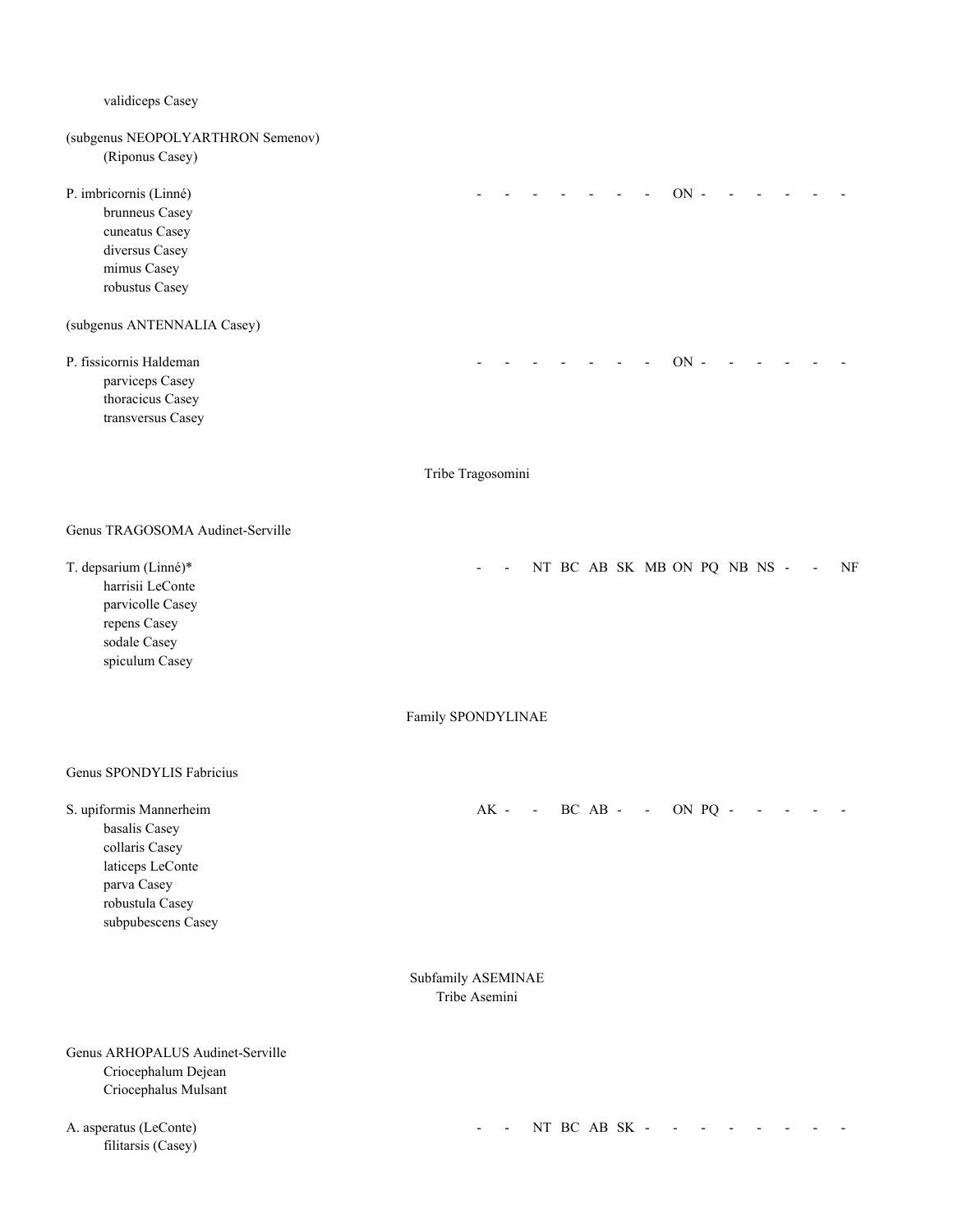validiceps Casey

(subgenus NEOPOLYARTHRON Semenov)
(Riponus Casey)

P. imbricornis (Linné) - - - - - - - ON - - - - - -
brunneus Casey
cuneatus Casey
diversus Casey
mimus Casey
robustus Casey

(subgenus ANTENNALIA Casey)

P. fissicornis Haldeman - - - - - - - ON - - - - - -
parviceps Casey
thoracicus Casey
transversus Casey

## Tribe Tragosomini

Genus TRAGOSOMA Audinet-Serville

T. depsarium (Linné)* - - NT BC AB SK MB ON PQ NB NS - - NF
harrisii LeConte
parvicolle Casey
repens Casey
sodale Casey
spiculum Casey

## Family SPONDYLINAE

Genus SPONDYLIS Fabricius

S. upiformis Mannerheim AK - - BC AB - - ON PQ - - - - -
basalis Casey
collaris Casey
laticeps LeConte
parva Casey
robustula Casey
subpubescens Casey

## Subfamily ASEMINAE
## Tribe Asemini

Genus ARHOPALUS Audinet-Serville
Criocephalum Dejean
Criocephalus Mulsant

A. asperatus (LeConte) - - NT BC AB SK - - - - - - - -
filitarsis (Casey)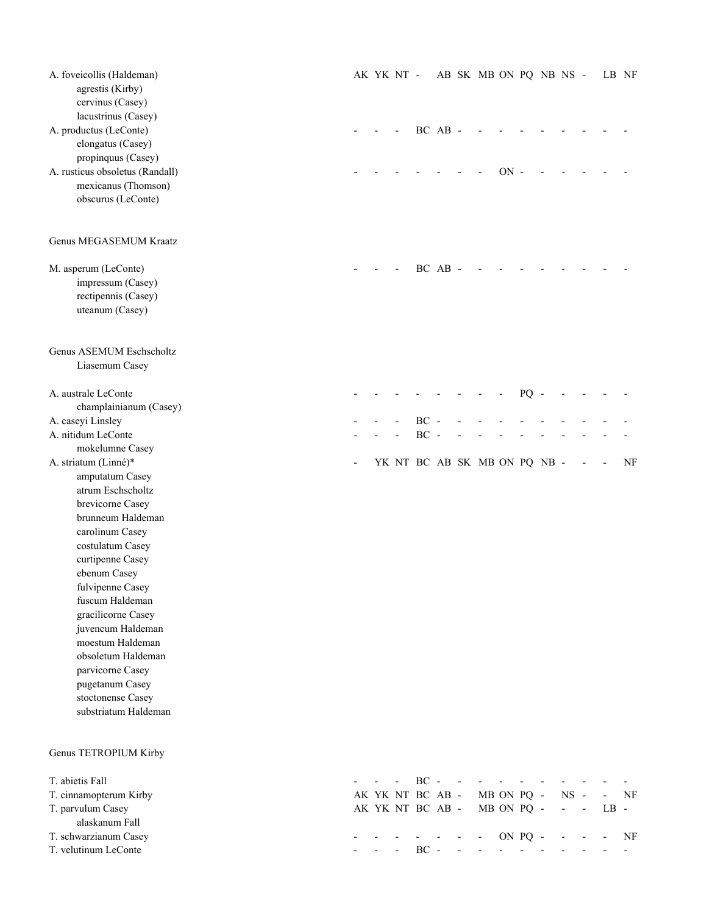A. foveicollis (Haldeman) AK YK NT - AB SK MB ON PQ NB NS - LB NF
    agrestis (Kirby)
    cervinus (Casey)
    lacustrinus (Casey)
A. productus (LeConte) - - - BC AB - - - - - - - - -
    elongatus (Casey)
    propinquus (Casey)
A. rusticus obsoletus (Randall) - - - - - - - ON - - - - - -
    mexicanus (Thomson)
    obscurus (LeConte)

Genus MEGASEMUM Kraatz

M. asperum (LeConte) - - - BC AB - - - - - - - - -
    impressum (Casey)
    rectipennis (Casey)
    uteanum (Casey)

Genus ASEMUM Eschscholtz
    Liasemum Casey

A. australe LeConte - - - - - - - - PQ - - - - -
    champlainianum (Casey)
A. caseyi Linsley - - - BC - - - - - - - - - -
A. nitidum LeConte - - - BC - - - - - - - - - -
    mokelumne Casey
A. striatum (Linné)* - YK NT BC AB SK MB ON PQ NB - - - NF
    amputatum Casey
    atrum Eschscholtz
    brevicorne Casey
    brunneum Haldeman
    carolinum Casey
    costulatum Casey
    curtipenne Casey
    ebenum Casey
    fulvipenne Casey
    fuscum Haldeman
    gracilicorne Casey
    juvencum Haldeman
    moestum Haldeman
    obsoletum Haldeman
    parvicorne Casey
    pugetanum Casey
    stoctonense Casey
    substriatum Haldeman

Genus TETROPIUM Kirby

T. abietis Fall - - - BC - - - - - - - - - -
T. cinnamopterum Kirby AK YK NT BC AB - MB ON PQ - NS - - NF
T. parvulum Casey AK YK NT BC AB - MB ON PQ - - - LB -
    alaskanum Fall
T. schwarzianum Casey - - - - - - - ON PQ - - - - NF
T. velutinum LeConte - - - BC - - - - - - - - - -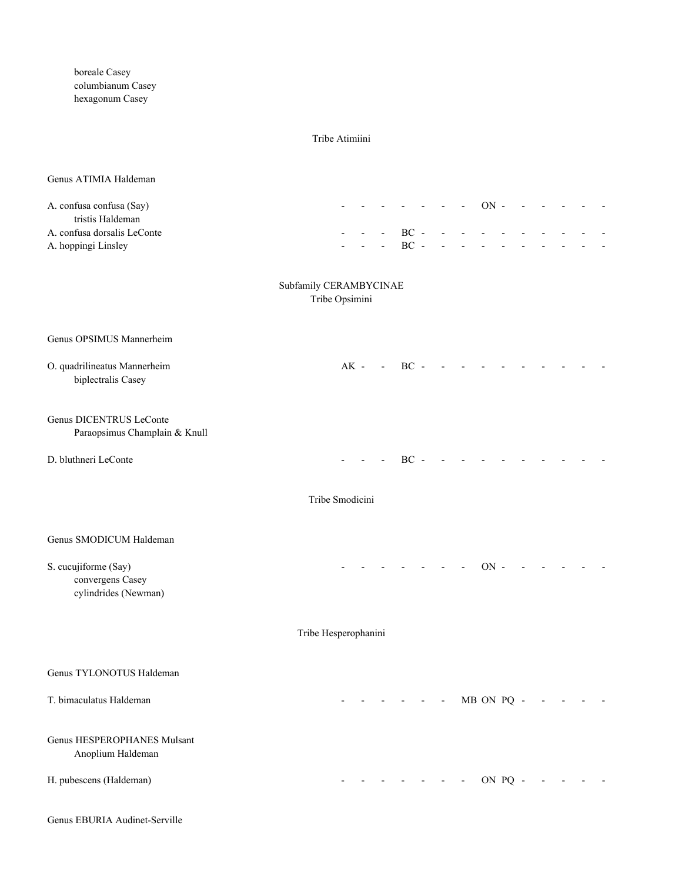boreale Casey
columbianum Casey
hexagonum Casey

### Tribe Atimiini

Genus ATIMIA Haldeman

A. confusa confusa (Say) - - - - - - - ON - - - - - -
    tristis Haldeman
A. confusa dorsalis LeConte - - - BC - - - - - - - - - -
A. hoppingi Linsley - - - BC - - - - - - - - - -

## Subfamily CERAMBYCINAE

### Tribe Opsimini

Genus OPSIMUS Mannerheim

O. quadrilineatus Mannerheim AK - - BC - - - - - - - - - -
    biplectralis Casey

Genus DICENTRUS LeConte
    Paraopsimus Champlain & Knull

D. bluthneri LeConte - - - BC - - - - - - - - - -

### Tribe Smodicini

Genus SMODICUM Haldeman

S. cucujiforme (Say) - - - - - - - ON - - - - - -
    convergens Casey
    cylindrides (Newman)

### Tribe Hesperophanini

Genus TYLONOTUS Haldeman

T. bimaculatus Haldeman - - - - - - MB ON PQ - - - - -

Genus HESPEROPHANES Mulsant
    Anoplium Haldeman

H. pubescens (Haldeman) - - - - - - - ON PQ - - - - -

Genus EBURIA Audinet-Serville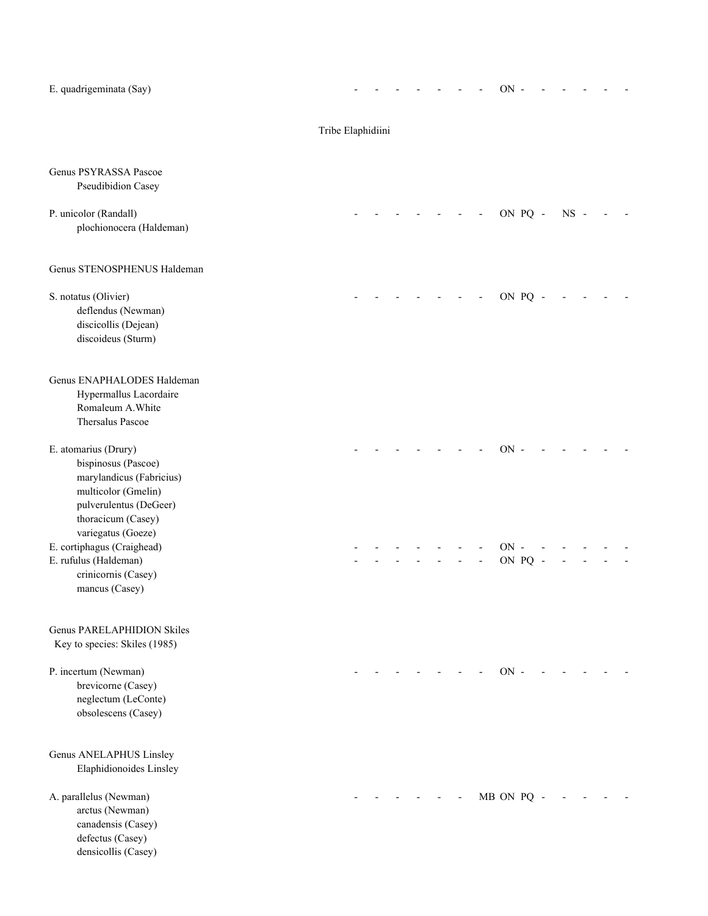E. quadrigeminata (Say) - - - - - - - ON - - - - - -

## Tribe Elaphidiini

Genus PSYRASSA Pascoe
    Pseudibidion Casey

P. unicolor (Randall) - - - - - - - ON PQ - NS - - -
    plochionocera (Haldeman)

Genus STENOSPHENUS Haldeman

S. notatus (Olivier) - - - - - - - ON PQ - - - - -
    deflendus (Newman)
    discicollis (Dejean)
    discoideus (Sturm)

Genus ENAPHALODES Haldeman
    Hypermallus Lacordaire
    Romaleum A.White
    Thersalus Pascoe

E. atomarius (Drury) - - - - - - - ON - - - - - -
    bispinosus (Pascoe)
    marylandicus (Fabricius)
    multicolor (Gmelin)
    pulverulentus (DeGeer)
    thoracicum (Casey)
    variegatus (Goeze)
E. cortiphagus (Craighead) - - - - - - - ON - - - - - -
E. rufulus (Haldeman) - - - - - - - ON PQ - - - - -
    crinicornis (Casey)
    mancus (Casey)

Genus PARELAPHIDION Skiles
  Key to species: Skiles (1985)

P. incertum (Newman) - - - - - - - ON - - - - - -
    brevicorne (Casey)
    neglectum (LeConte)
    obsolescens (Casey)

Genus ANELAPHUS Linsley
    Elaphidionoides Linsley

A. parallelus (Newman) - - - - - - MB ON PQ - - - - -
    arctus (Newman)
    canadensis (Casey)
    defectus (Casey)
    densicollis (Casey)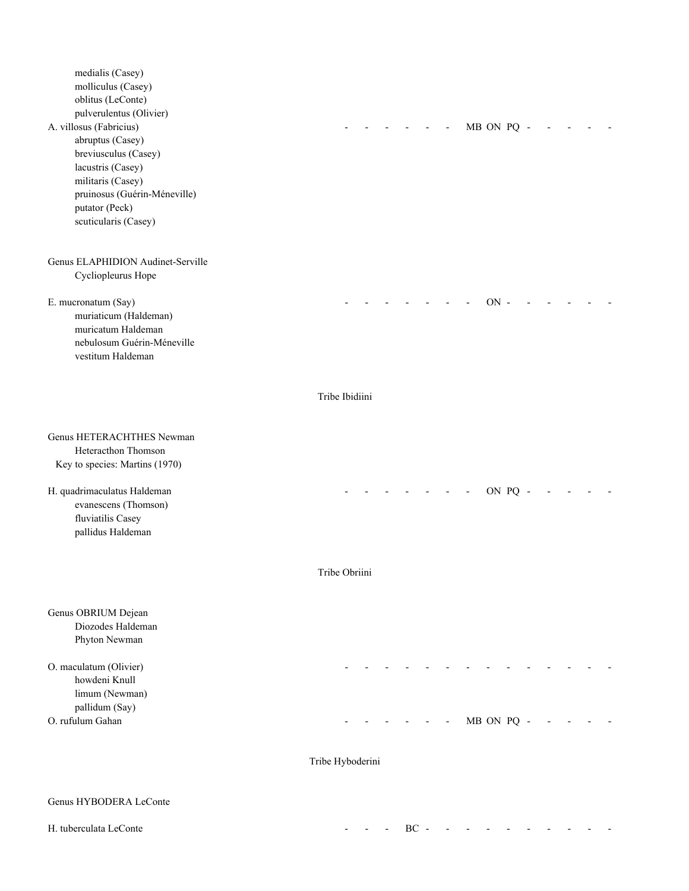medialis (Casey)
molliculus (Casey)
oblitus (LeConte)
pulverulentus (Olivier)

A. villosus (Fabricius) - - - - - - MB ON PQ - - - - -

abruptus (Casey)
breviusculus (Casey)
lacustris (Casey)
militaris (Casey)
pruinosus (Guérin-Méneville)
putator (Peck)
scuticularis (Casey)

Genus ELAPHIDION Audinet-Serville

Cycliopleurus Hope

E. mucronatum (Say) - - - - - - - ON - - - - - -

muriaticum (Haldeman)
muricatum Haldeman
nebulosum Guérin-Méneville
vestitum Haldeman

## Tribe Ibidiini

Genus HETERACHTHES Newman

Heteracthon Thomson

Key to species: Martins (1970)

H. quadrimaculatus Haldeman - - - - - - - ON PQ - - - - -

evanescens (Thomson)
fluviatilis Casey
pallidus Haldeman

## Tribe Obriini

Genus OBRIUM Dejean

Diozodes Haldeman
Phyton Newman

O. maculatum (Olivier) - - - - - - - - - - - - - -

howdeni Knull
limum (Newman)
pallidum (Say)

O. rufulum Gahan - - - - - - MB ON PQ - - - - -

## Tribe Hyboderini

Genus HYBODERA LeConte

H. tuberculata LeConte - - - BC - - - - - - - - - -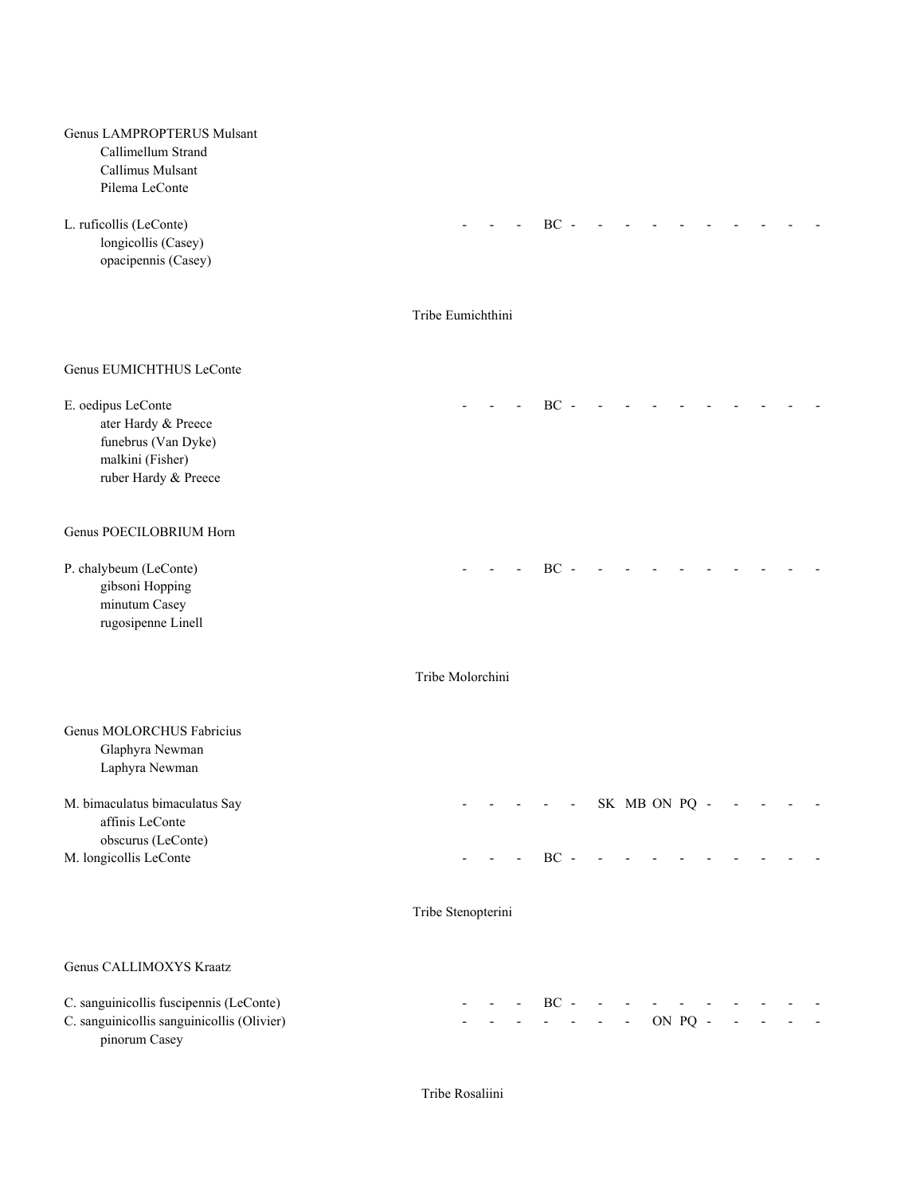Genus LAMPROPTERUS Mulsant
  Callimellum Strand
  Callimus Mulsant
  Pilema LeConte

L. ruficollis (LeConte) - - - BC - - - - - - - - - -
  longicollis (Casey)
  opacipennis (Casey)

Tribe Eumichthini

Genus EUMICHTHUS LeConte

E. oedipus LeConte - - - BC - - - - - - - - - -
  ater Hardy & Preece
  funebrus (Van Dyke)
  malkini (Fisher)
  ruber Hardy & Preece

Genus POECILOBRIUM Horn

P. chalybeum (LeConte) - - - BC - - - - - - - - - -
  gibsoni Hopping
  minutum Casey
  rugosipenne Linell

Tribe Molorchini

Genus MOLORCHUS Fabricius
  Glaphyra Newman
  Laphyra Newman

M. bimaculatus bimaculatus Say - - - - - SK MB ON PQ - - - - -
  affinis LeConte
  obscurus (LeConte)
M. longicollis LeConte - - - BC - - - - - - - - - -

Tribe Stenopterini

Genus CALLIMOXYS Kraatz

C. sanguinicollis fuscipennis (LeConte) - - - BC - - - - - - - - - -
C. sanguinicollis sanguinicollis (Olivier) - - - - - - - ON PQ - - - - -
  pinorum Casey

Tribe Rosaliini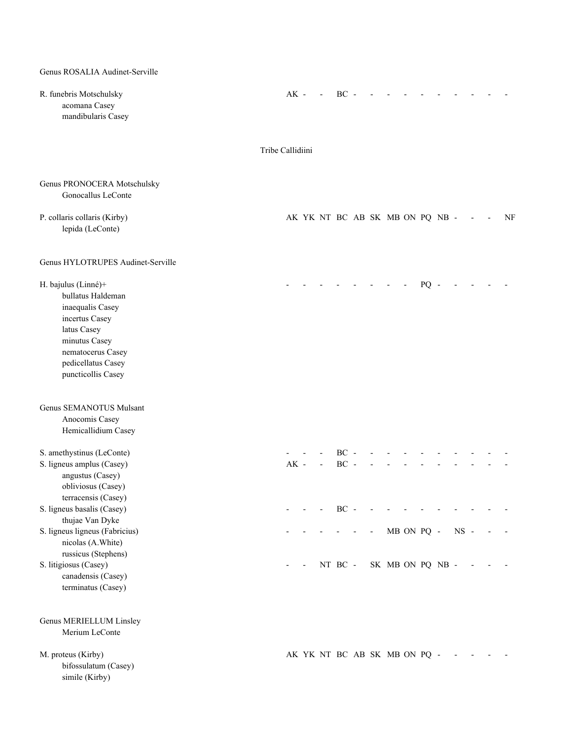Genus ROSALIA Audinet-Serville

R. funebris Motschulsky AK - - BC - - - - - - - - - -
- acomana Casey
- mandibularis Casey

## Tribe Callidiini

Genus PRONOCERA Motschulsky
- Gonocallus LeConte

P. collaris collaris (Kirby) AK YK NT BC AB SK MB ON PQ NB - - - NF
- lepida (LeConte)

Genus HYLOTRUPES Audinet-Serville

H. bajulus (Linné)+ - - - - - - - - PQ - - - - -
- bullatus Haldeman
- inaequalis Casey
- incertus Casey
- latus Casey
- minutus Casey
- nematocerus Casey
- pedicellatus Casey
- puncticollis Casey

Genus SEMANOTUS Mulsant
- Anocomis Casey
- Hemicallidium Casey

S. amethystinus (LeConte) - - - BC - - - - - - - - - -

S. ligneus amplus (Casey) AK - - BC - - - - - - - - - -
- angustus (Casey)
- obliviosus (Casey)
- terracensis (Casey)

S. ligneus basalis (Casey) - - - BC - - - - - - - - - -
- thujae Van Dyke

S. ligneus ligneus (Fabricius) - - - - - - MB ON PQ - NS - - -
- nicolas (A.White)
- russicus (Stephens)

S. litigiosus (Casey) - - NT BC - SK MB ON PQ NB - - - -
- canadensis (Casey)
- terminatus (Casey)

Genus MERIELLUM Linsley
- Merium LeConte

M. proteus (Kirby) AK YK NT BC AB SK MB ON PQ - - - - -
- bifossulatum (Casey)
- simile (Kirby)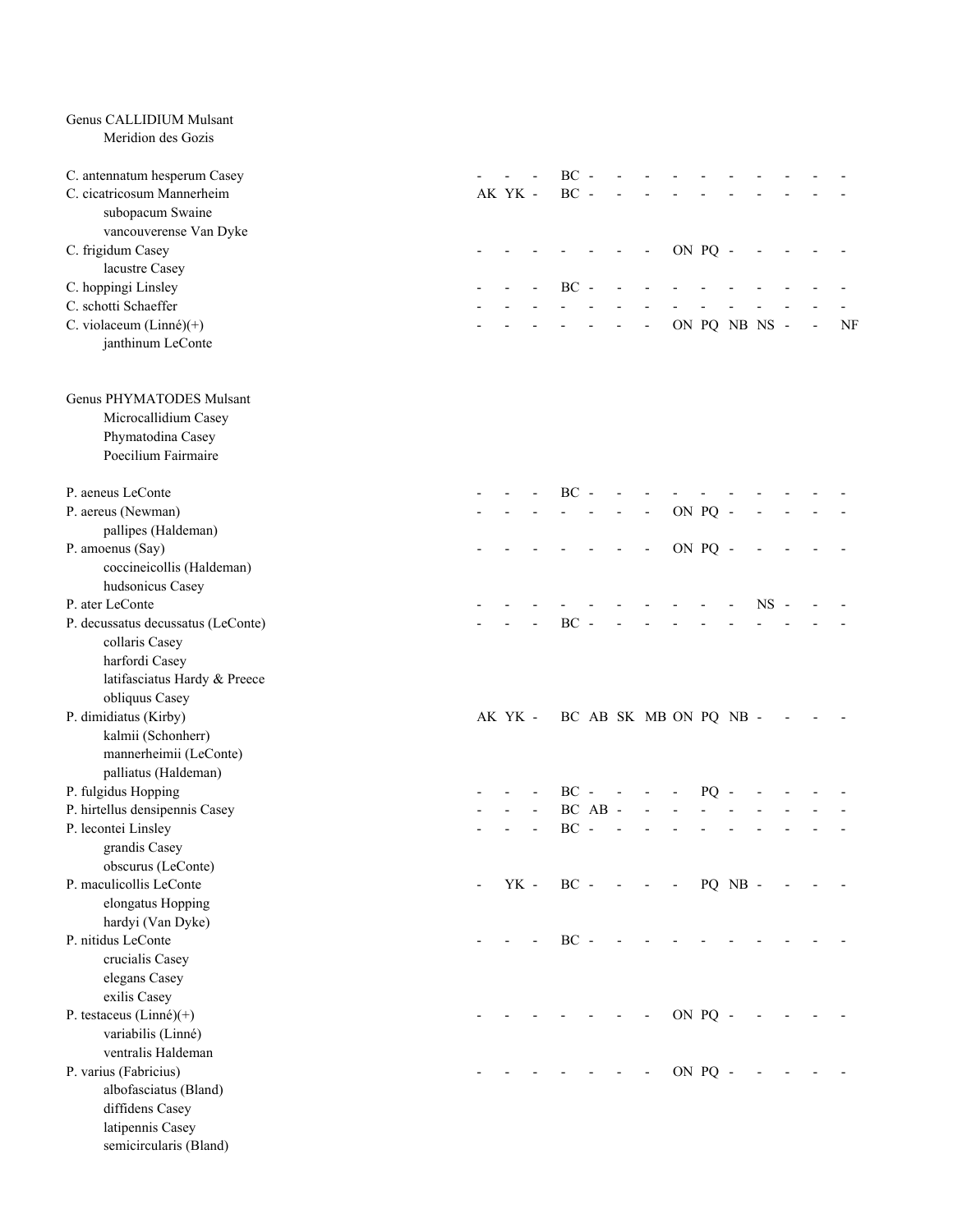Genus CALLIDIUM Mulsant

Meridion des Gozis

C. antennatum hesperum Casey - - - BC - - - - - - - - - -

C. cicatricosum Mannerheim AK YK - BC - - - - - - - - - -

subopacum Swaine

vancouverense Van Dyke

C. frigidum Casey - - - - - - - ON PQ - - - - -

lacustre Casey

C. hoppingi Linsley - - - BC - - - - - - - - - -

C. schotti Schaeffer - - - - - - - - - - - - - -

C. violaceum (Linné)(+) - - - - - - - ON PQ NB NS - - NF

janthinum LeConte

Genus PHYMATODES Mulsant

Microcallidium Casey

Phymatodina Casey

Poecilium Fairmaire

P. aeneus LeConte - - - BC - - - - - - - - - -

P. aereus (Newman) - - - - - - - ON PQ - - - - -

pallipes (Haldeman)

P. amoenus (Say) - - - - - - - ON PQ - - - - -

coccineicollis (Haldeman)

hudsonicus Casey

P. ater LeConte - - - - - - - - - - NS - - -

P. decussatus decussatus (LeConte) - - - BC - - - - - - - - - -

collaris Casey

harfordi Casey

latifasciatus Hardy & Preece

obliquus Casey

P. dimidiatus (Kirby) AK YK - BC AB SK MB ON PQ NB - - - -

kalmii (Schonherr)

mannerheimii (LeConte)

palliatus (Haldeman)

P. fulgidus Hopping - - - BC - - - - PQ - - - - -

P. hirtellus densipennis Casey - - - BC AB - - - - - - - - -

P. lecontei Linsley - - - BC - - - - - - - - - -

grandis Casey

obscurus (LeConte)

P. maculicollis LeConte - YK - BC - - - - PQ NB - - - -

elongatus Hopping

hardyi (Van Dyke)

P. nitidus LeConte - - - BC - - - - - - - - - -

crucialis Casey

elegans Casey

exilis Casey

P. testaceus (Linné)(+) - - - - - - - ON PQ - - - - -

variabilis (Linné)

ventralis Haldeman

P. varius (Fabricius) - - - - - - - ON PQ - - - - -

albofasciatus (Bland)

diffidens Casey

latipennis Casey

semicircularis (Bland)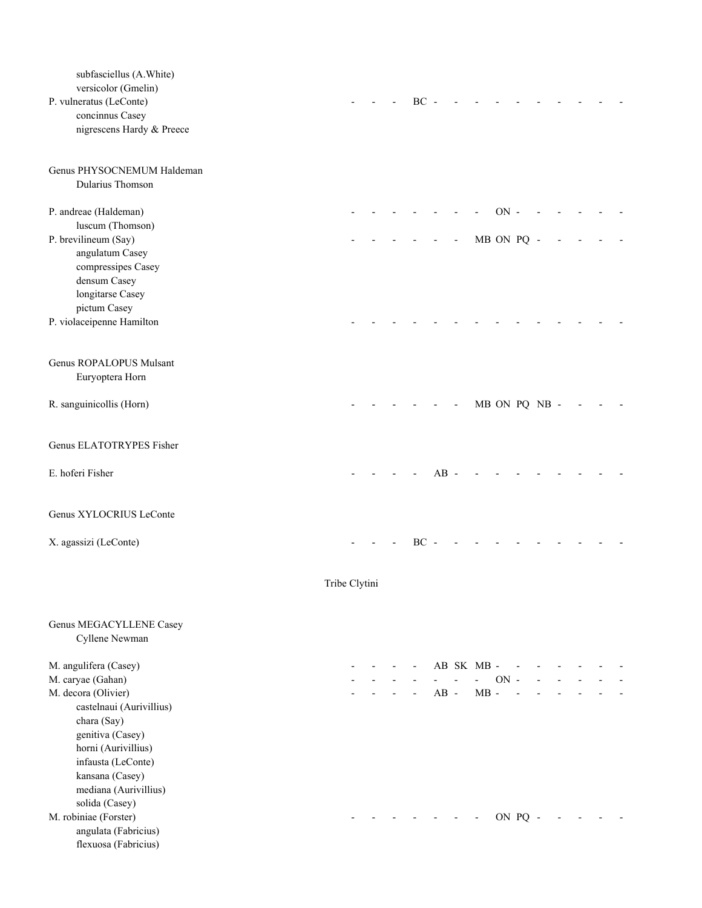subfasciellus (A.White)
versicolor (Gmelin)

P. vulneratus (LeConte) - - - BC - - - - - - - - - -
concinnus Casey
nigrescens Hardy & Preece

Genus PHYSOCNEMUM Haldeman
Dularius Thomson

P. andreae (Haldeman) - - - - - - - ON - - - - - -
luscum (Thomson)

P. brevilineum (Say) - - - - - - MB ON PQ - - - - -
angulatum Casey
compressipes Casey
densum Casey
longitarse Casey
pictum Casey

P. violaceipenne Hamilton - - - - - - - - - - - - - -

Genus ROPALOPUS Mulsant
Euryoptera Horn

R. sanguinicollis (Horn) - - - - - - MB ON PQ NB - - - -

Genus ELATOTRYPES Fisher

E. hoferi Fisher - - - - AB - - - - - - - - -

Genus XYLOCRIUS LeConte

X. agassizi (LeConte) - - - BC - - - - - - - - - -

Tribe Clytini

Genus MEGACYLLENE Casey
Cyllene Newman

M. angulifera (Casey) - - - - AB SK MB - - - - - - -

M. caryae (Gahan) - - - - - - - ON - - - - - -

M. decora (Olivier) - - - - AB - MB - - - - - - -
castelnaui (Aurivillius)
chara (Say)
genitiva (Casey)
horni (Aurivillius)
infausta (LeConte)
kansana (Casey)
mediana (Aurivillius)
solida (Casey)

M. robiniae (Forster) - - - - - - - ON PQ - - - - -
angulata (Fabricius)
flexuosa (Fabricius)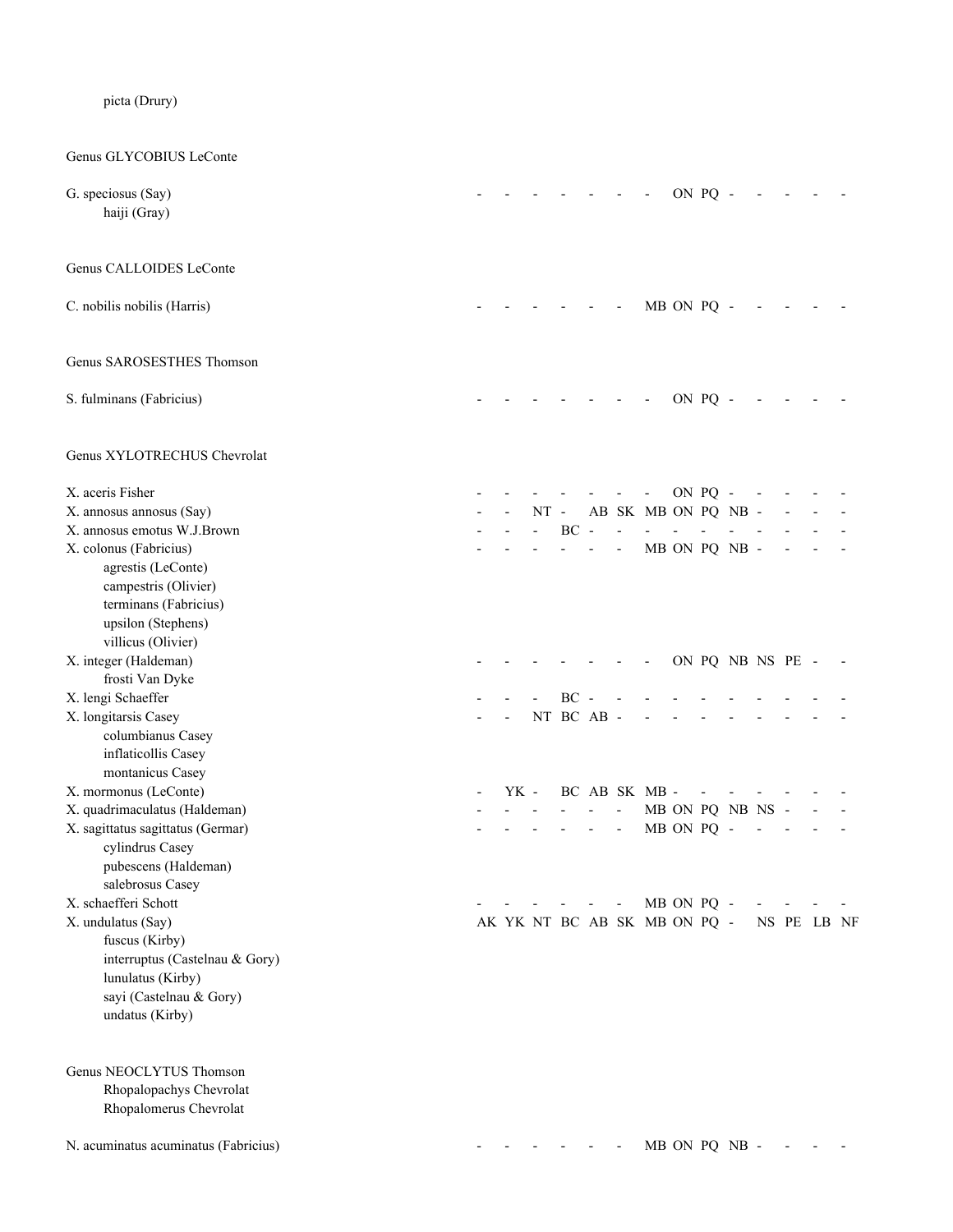picta (Drury)

Genus GLYCOBIUS LeConte

G. speciosus (Say) - - - - - - - ON PQ - - - - -

haiji (Gray)

Genus CALLOIDES LeConte

C. nobilis nobilis (Harris) - - - - - - MB ON PQ - - - - -

Genus SAROSESTHES Thomson

S. fulminans (Fabricius) - - - - - - - ON PQ - - - - -

Genus XYLOTRECHUS Chevrolat

X. aceris Fisher - - - - - - - ON PQ - - - - -

X. annosus annosus (Say) - - NT - AB SK MB ON PQ NB - - - -

X. annosus emotus W.J.Brown - - - BC - - - - - - - - - -

X. colonus (Fabricius) - - - - - - MB ON PQ NB - - - -

agrestis (LeConte)

campestris (Olivier)

terminans (Fabricius)

upsilon (Stephens)

villicus (Olivier)

X. integer (Haldeman) - - - - - - - ON PQ NB NS PE - -

frosti Van Dyke

X. lengi Schaeffer - - - BC - - - - - - - - - -

X. longitarsis Casey - - NT BC AB - - - - - - - - -

columbianus Casey

inflaticollis Casey

montanicus Casey

X. mormonus (LeConte) - YK - BC AB SK MB - - - - - - -

X. quadrimaculatus (Haldeman) - - - - - - MB ON PQ NB NS - - -

X. sagittatus sagittatus (Germar) - - - - - - MB ON PQ - - - - -

cylindrus Casey

pubescens (Haldeman)

salebrosus Casey

X. schaefferi Schott - - - - - - MB ON PQ - - - - -

X. undulatus (Say) AK YK NT BC AB SK MB ON PQ - NS PE LB NF

fuscus (Kirby)

interruptus (Castelnau & Gory)

lunulatus (Kirby)

sayi (Castelnau & Gory)

undatus (Kirby)

Genus NEOCLYTUS Thomson

Rhopalopachys Chevrolat

Rhopalomerus Chevrolat

N. acuminatus acuminatus (Fabricius) - - - - - - MB ON PQ NB - - - -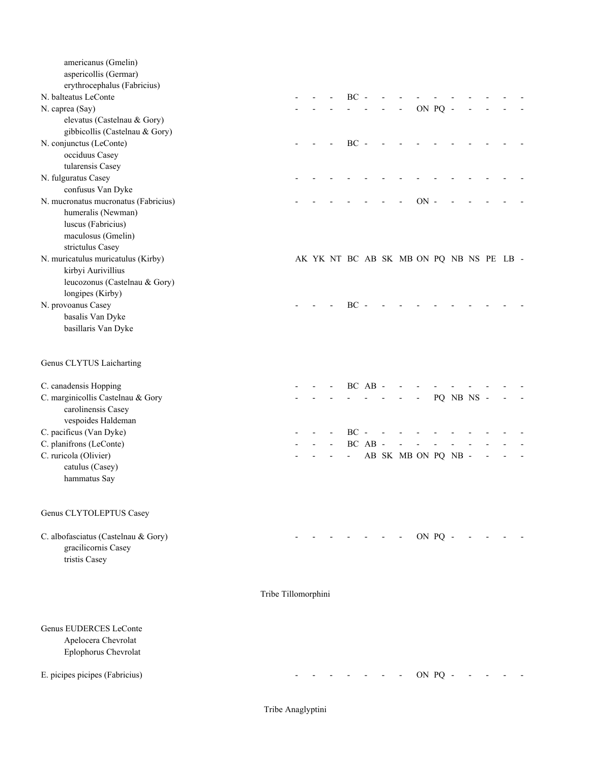americanus (Gmelin)
aspericollis (Germar)
erythrocephalus (Fabricius)

N. balteatus LeConte - - - BC - - - - - - - - - -

N. caprea (Say) - - - - - - - ON PQ - - - - -
elevatus (Castelnau & Gory)
gibbicollis (Castelnau & Gory)

N. conjunctus (LeConte) - - - BC - - - - - - - - - -
occiduus Casey
tularensis Casey

N. fulguratus Casey - - - - - - - - - - - - - -
confusus Van Dyke

N. mucronatus mucronatus (Fabricius) - - - - - - - ON - - - - - -
humeralis (Newman)
luscus (Fabricius)
maculosus (Gmelin)
strictulus Casey

N. muricatulus muricatulus (Kirby) AK YK NT BC AB SK MB ON PQ NB NS PE LB -
kirbyi Aurivillius
leucozonus (Castelnau & Gory)
longipes (Kirby)

N. provoanus Casey - - - BC - - - - - - - - - -
basalis Van Dyke
basillaris Van Dyke

Genus CLYTUS Laicharting

C. canadensis Hopping - - - BC AB - - - - - - - - -

C. marginicollis Castelnau & Gory - - - - - - - - PQ NB NS - - -
carolinensis Casey
vespoides Haldeman

C. pacificus (Van Dyke) - - - BC - - - - - - - - - -

C. planifrons (LeConte) - - - BC AB - - - - - - - - -

C. ruricola (Olivier) - - - - AB SK MB ON PQ NB - - - -
catulus (Casey)
hammatus Say

Genus CLYTOLEPTUS Casey

C. albofasciatus (Castelnau & Gory) - - - - - - - ON PQ - - - - -
gracilicornis Casey
tristis Casey

Tribe Tillomorphini

Genus EUDERCES LeConte
Apelocera Chevrolat
Eplophorus Chevrolat

E. picipes picipes (Fabricius) - - - - - - - ON PQ - - - - -

Tribe Anaglyptini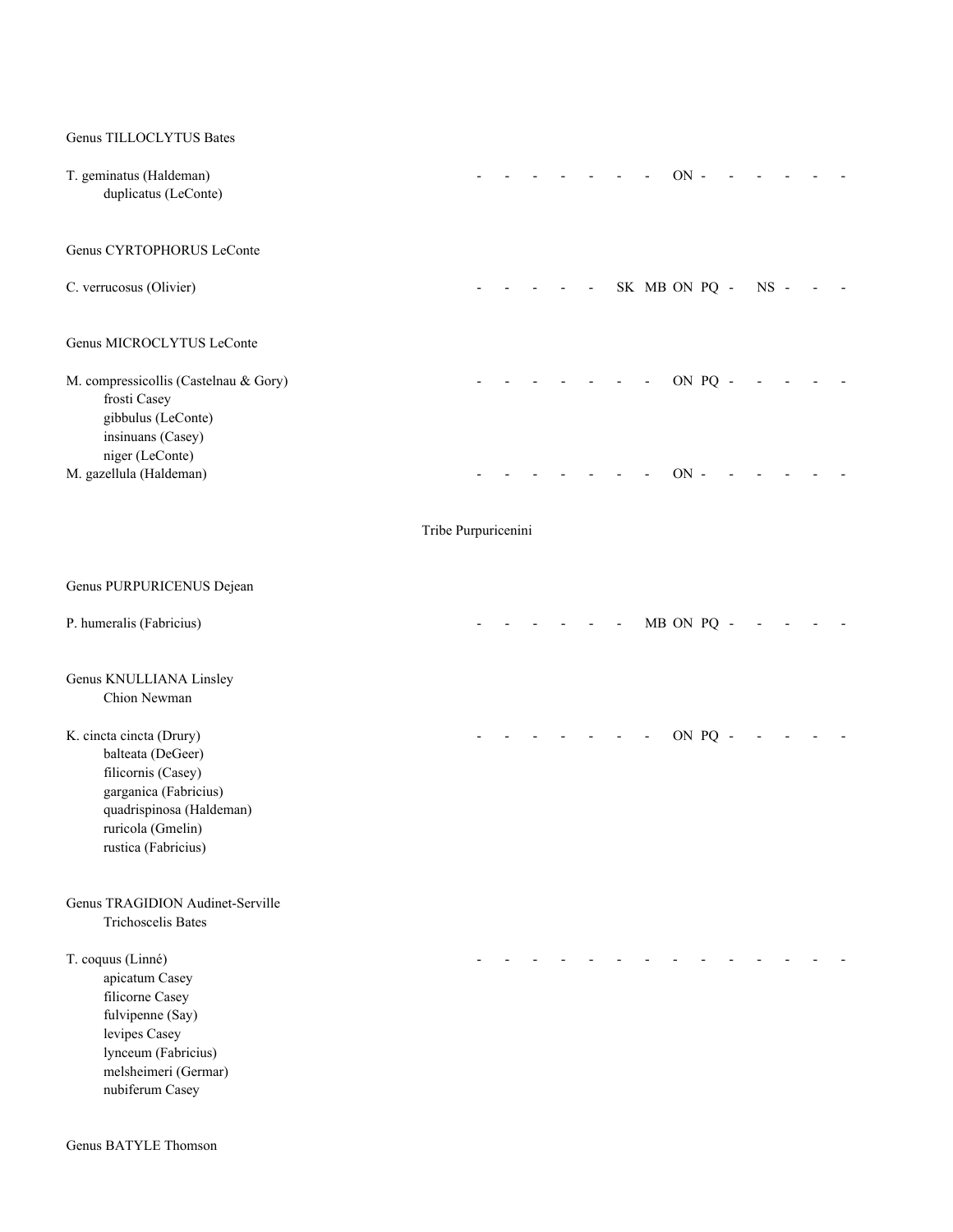Genus TILLOCLYTUS Bates

T. geminatus (Haldeman) - - - - - - - - ON - - - - - -
duplicatus (LeConte)

Genus CYRTOPHORUS LeConte

C. verrucosus (Olivier) - - - - - SK MB ON PQ - NS - - -

Genus MICROCLYTUS LeConte

M. compressicollis (Castelnau & Gory) - - - - - - - - ON PQ - - - - -
frosti Casey
gibbulus (LeConte)
insinuans (Casey)
niger (LeConte)
M. gazellula (Haldeman) - - - - - - - - ON - - - - - -

Tribe Purpuricenini

Genus PURPURICENUS Dejean

P. humeralis (Fabricius) - - - - - - MB ON PQ - - - - -

Genus KNULLIANA Linsley
Chion Newman

K. cincta cincta (Drury) - - - - - - - - ON PQ - - - - -
balteata (DeGeer)
filicornis (Casey)
garganica (Fabricius)
quadrispinosa (Haldeman)
ruricola (Gmelin)
rustica (Fabricius)

Genus TRAGIDION Audinet-Serville
Trichoscelis Bates

T. coquus (Linné) - - - - - - - - - - - - - - -
apicatum Casey
filicorne Casey
fulvipenne (Say)
levipes Casey
lynceum (Fabricius)
melsheimeri (Germar)
nubiferum Casey

Genus BATYLE Thomson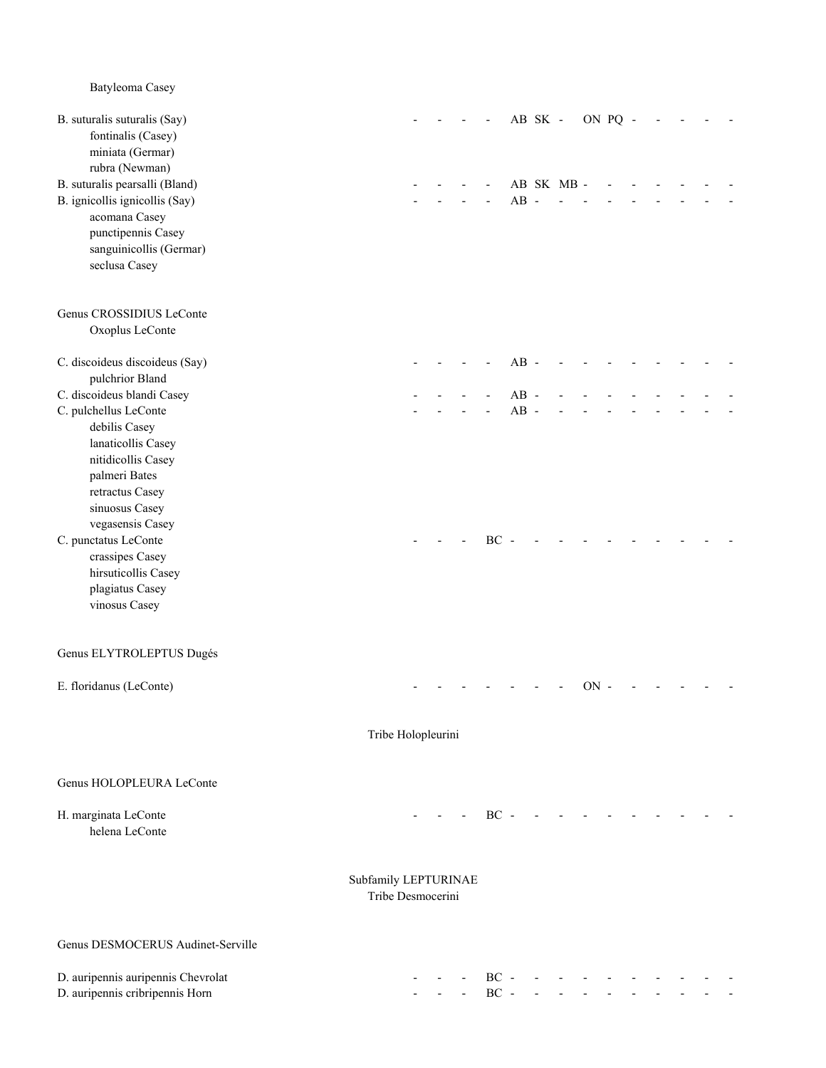Batyleoma Casey

| Taxon | | | | | | | | | | | | | | |
|---|---|---|---|---|---|---|---|---|---|---|---|---|---|---|
| B. suturalis suturalis (Say) | - | - | - | - | AB | SK | - | ON | PQ | - | - | - | - | - |
| fontinalis (Casey) | | | | | | | | | | | | | | |
| miniata (Germar) | | | | | | | | | | | | | | |
| rubra (Newman) | | | | | | | | | | | | | | |
| B. suturalis pearsalli (Bland) | - | - | - | - | AB | SK | MB | - | - | - | - | - | - | - |
| B. ignicollis ignicollis (Say) | - | - | - | - | AB | - | - | - | - | - | - | - | - | - |
| acomana Casey | | | | | | | | | | | | | | |
| punctipennis Casey | | | | | | | | | | | | | | |
| sanguinicollis (Germar) | | | | | | | | | | | | | | |
| seclusa Casey | | | | | | | | | | | | | | |

Genus CROSSIDIUS LeConte
Oxoplus LeConte

| Taxon | | | | | | | | | | | | | | |
|---|---|---|---|---|---|---|---|---|---|---|---|---|---|---|
| C. discoideus discoideus (Say) | - | - | - | - | AB | - | - | - | - | - | - | - | - | - |
| pulchrior Bland | | | | | | | | | | | | | | |
| C. discoideus blandi Casey | - | - | - | - | AB | - | - | - | - | - | - | - | - | - |
| C. pulchellus LeConte | - | - | - | - | AB | - | - | - | - | - | - | - | - | - |
| debilis Casey | | | | | | | | | | | | | | |
| lanaticollis Casey | | | | | | | | | | | | | | |
| nitidicollis Casey | | | | | | | | | | | | | | |
| palmeri Bates | | | | | | | | | | | | | | |
| retractus Casey | | | | | | | | | | | | | | |
| sinuosus Casey | | | | | | | | | | | | | | |
| vegasensis Casey | | | | | | | | | | | | | | |
| C. punctatus LeConte | - | - | - | BC | - | - | - | - | - | - | - | - | - | - |
| crassipes Casey | | | | | | | | | | | | | | |
| hirsuticollis Casey | | | | | | | | | | | | | | |
| plagiatus Casey | | | | | | | | | | | | | | |
| vinosus Casey | | | | | | | | | | | | | | |

Genus ELYTROLEPTUS Dugés

| Taxon | | | | | | | | | | | | | | |
|---|---|---|---|---|---|---|---|---|---|---|---|---|---|---|
| E. floridanus (LeConte) | - | - | - | - | - | - | - | ON | - | - | - | - | - | - |

Tribe Holopleurini

Genus HOLOPLEURA LeConte

| Taxon | | | | | | | | | | | | | | |
|---|---|---|---|---|---|---|---|---|---|---|---|---|---|---|
| H. marginata LeConte | - | - | - | BC | - | - | - | - | - | - | - | - | - | - |
| helena LeConte | | | | | | | | | | | | | | |

Subfamily LEPTURINAE
Tribe Desmocerini

Genus DESMOCERUS Audinet-Serville

| Taxon | | | | | | | | | | | | | | |
|---|---|---|---|---|---|---|---|---|---|---|---|---|---|---|
| D. auripennis auripennis Chevrolat | - | - | - | BC | - | - | - | - | - | - | - | - | - | - |
| D. auripennis cribripennis Horn | - | - | - | BC | - | - | - | - | - | - | - | - | - | - |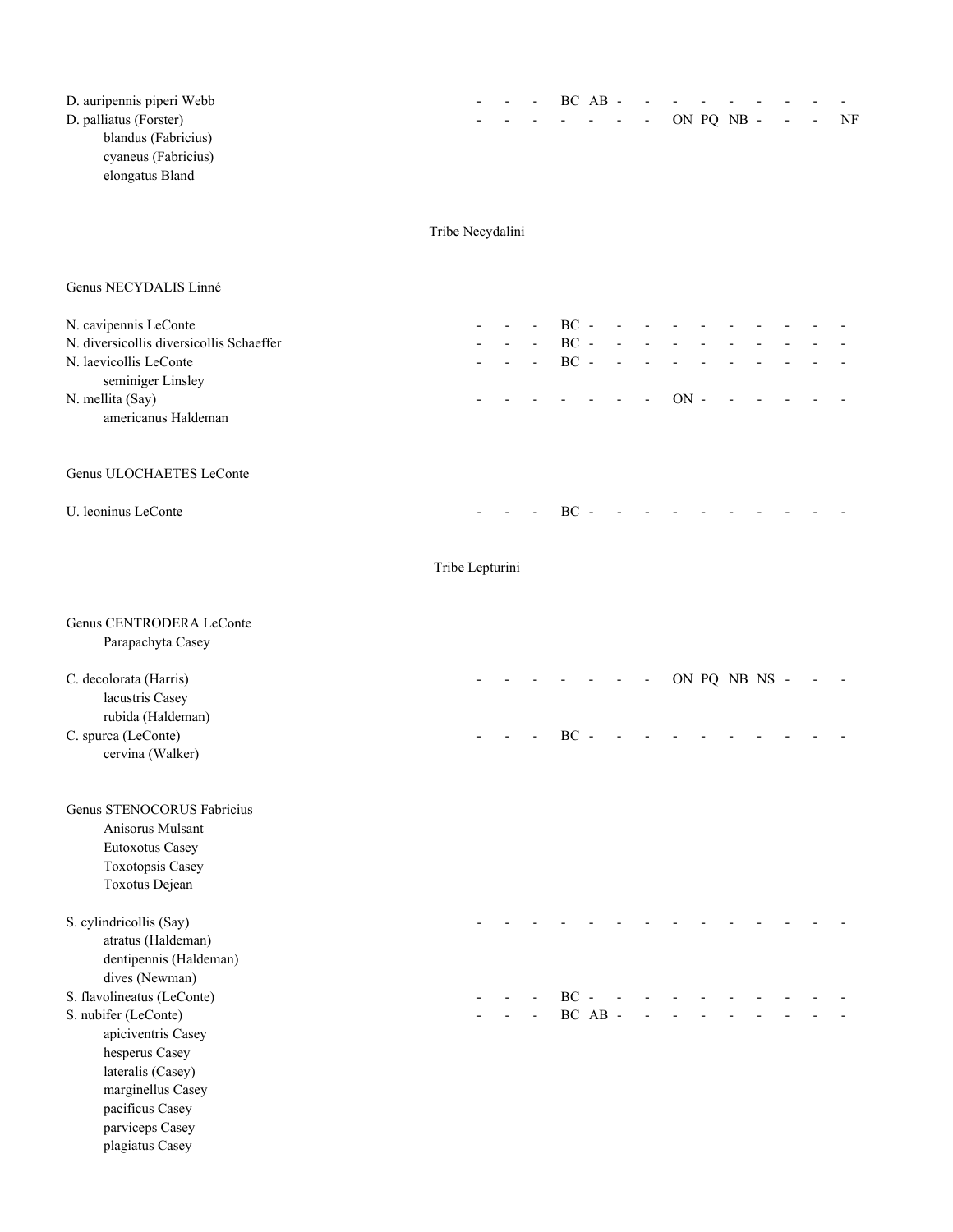D. auripennis piperi Webb - - - BC AB - - - - - - - - -
D. palliatus (Forster) - - - - - - - ON PQ NB - - - NF
    blandus (Fabricius)
    cyaneus (Fabricius)
    elongatus Bland

## Tribe Necydalini

### Genus NECYDALIS Linné

N. cavipennis LeConte - - - BC - - - - - - - - - -
N. diversicollis diversicollis Schaeffer - - - BC - - - - - - - - - -
N. laevicollis LeConte - - - BC - - - - - - - - - -
    seminiger Linsley
N. mellita (Say) - - - - - - - ON - - - - - -
    americanus Haldeman

### Genus ULOCHAETES LeConte

U. leoninus LeConte - - - BC - - - - - - - - - -

## Tribe Lepturini

### Genus CENTRODERA LeConte
    Parapachyta Casey

C. decolorata (Harris) - - - - - - - ON PQ NB NS - - -
    lacustris Casey
    rubida (Haldeman)
C. spurca (LeConte) - - - BC - - - - - - - - - -
    cervina (Walker)

### Genus STENOCORUS Fabricius
    Anisorus Mulsant
    Eutoxotus Casey
    Toxotopsis Casey
    Toxotus Dejean

S. cylindricollis (Say) - - - - - - - - - - - - - -
    atratus (Haldeman)
    dentipennis (Haldeman)
    dives (Newman)
S. flavolineatus (LeConte) - - - BC - - - - - - - - - -
S. nubifer (LeConte) - - - BC AB - - - - - - - - -
    apiciventris Casey
    hesperus Casey
    lateralis (Casey)
    marginellus Casey
    pacificus Casey
    parviceps Casey
    plagiatus Casey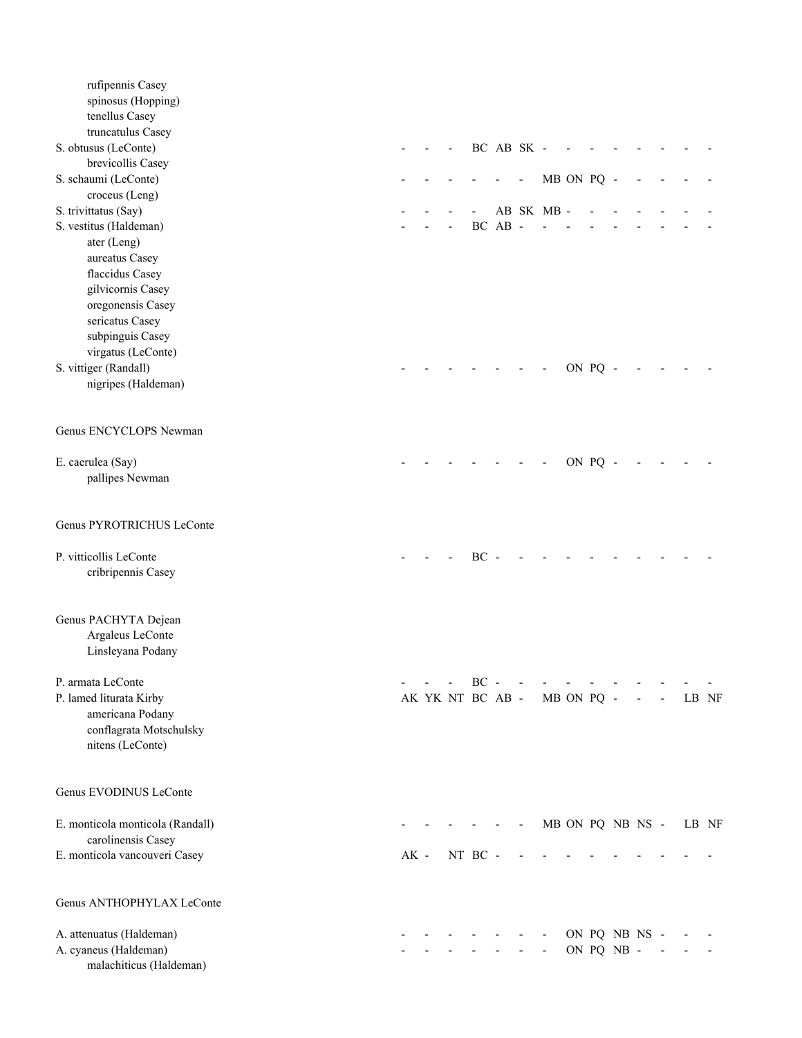| Taxon | | | | | | | | | | | | | | |
|---|---|---|---|---|---|---|---|---|---|---|---|---|---|---|
| rufipennis Casey | | | | | | | | | | | | | | |
| spinosus (Hopping) | | | | | | | | | | | | | | |
| tenellus Casey | | | | | | | | | | | | | | |
| truncatulus Casey | | | | | | | | | | | | | | |
| S. obtusus (LeConte) | - | - | - | BC | AB | SK | - | - | - | - | - | - | - | - |
| brevicollis Casey | | | | | | | | | | | | | | |
| S. schaumi (LeConte) | - | - | - | - | - | - | MB | ON | PQ | - | - | - | - | - |
| croceus (Leng) | | | | | | | | | | | | | | |
| S. trivittatus (Say) | - | - | - | - | AB | SK | MB | - | - | - | - | - | - | - |
| S. vestitus (Haldeman) | - | - | - | BC | AB | - | - | - | - | - | - | - | - | - |
| ater (Leng) | | | | | | | | | | | | | | |
| aureatus Casey | | | | | | | | | | | | | | |
| flaccidus Casey | | | | | | | | | | | | | | |
| gilvicornis Casey | | | | | | | | | | | | | | |
| oregonensis Casey | | | | | | | | | | | | | | |
| sericatus Casey | | | | | | | | | | | | | | |
| subpinguis Casey | | | | | | | | | | | | | | |
| virgatus (LeConte) | | | | | | | | | | | | | | |
| S. vittiger (Randall) | - | - | - | - | - | - | - | ON | PQ | - | - | - | - | - |
| nigripes (Haldeman) | | | | | | | | | | | | | | |
| **Genus ENCYCLOPS Newman** | | | | | | | | | | | | | | |
| E. caerulea (Say) | - | - | - | - | - | - | - | ON | PQ | - | - | - | - | - |
| pallipes Newman | | | | | | | | | | | | | | |
| **Genus PYROTRICHUS LeConte** | | | | | | | | | | | | | | |
| P. vitticollis LeConte | - | - | - | BC | - | - | - | - | - | - | - | - | - | - |
| cribripennis Casey | | | | | | | | | | | | | | |
| **Genus PACHYTA Dejean** | | | | | | | | | | | | | | |
| Argaleus LeConte | | | | | | | | | | | | | | |
| Linsleyana Podany | | | | | | | | | | | | | | |
| P. armata LeConte | - | - | - | BC | - | - | - | - | - | - | - | - | - | - |
| P. lamed liturata Kirby | AK | YK | NT | BC | AB | - | MB | ON | PQ | - | - | - | LB | NF |
| americana Podany | | | | | | | | | | | | | | |
| conflagrata Motschulsky | | | | | | | | | | | | | | |
| nitens (LeConte) | | | | | | | | | | | | | | |
| **Genus EVODINUS LeConte** | | | | | | | | | | | | | | |
| E. monticola monticola (Randall) | - | - | - | - | - | - | MB | ON | PQ | NB | NS | - | LB | NF |
| carolinensis Casey | | | | | | | | | | | | | | |
| E. monticola vancouveri Casey | AK | - | NT | BC | - | - | - | - | - | - | - | - | - | - |
| **Genus ANTHOPHYLAX LeConte** | | | | | | | | | | | | | | |
| A. attenuatus (Haldeman) | - | - | - | - | - | - | - | ON | PQ | NB | NS | - | - | - |
| A. cyaneus (Haldeman) | - | - | - | - | - | - | - | ON | PQ | NB | - | - | - | - |
| malachiticus (Haldeman) | | | | | | | | | | | | | | |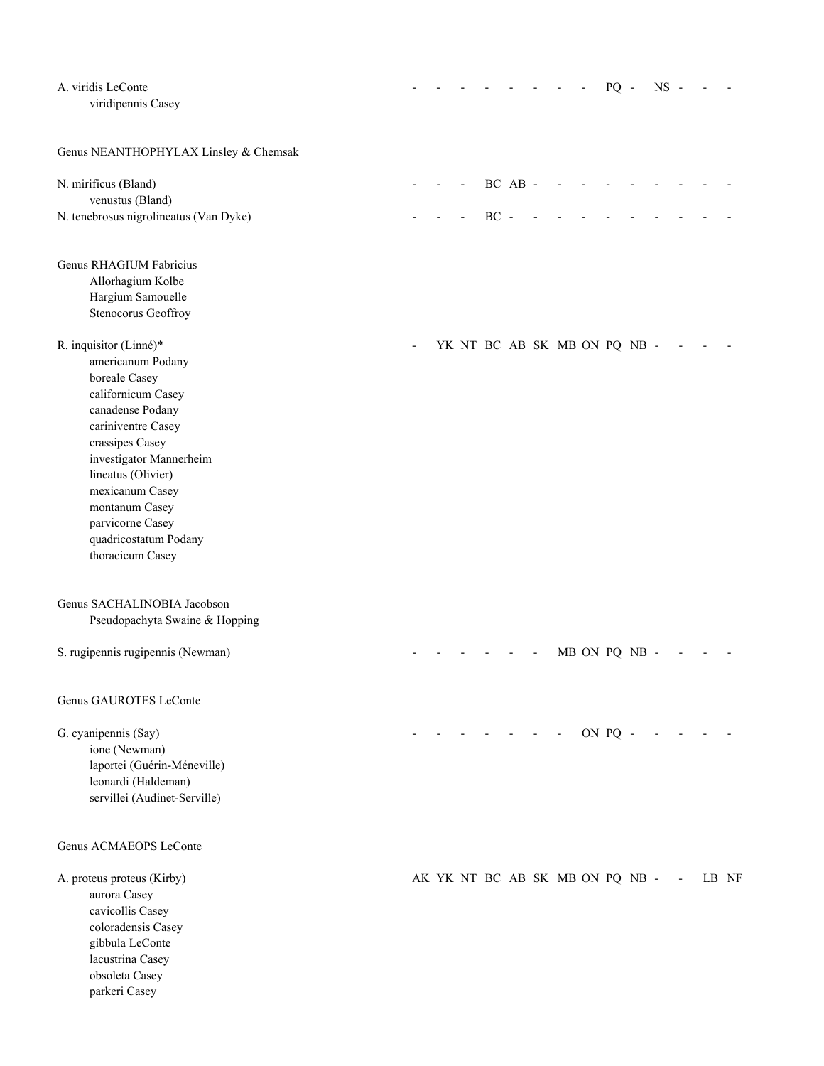A. viridis LeConte - - - - - - - - PQ - NS - - -
    viridipennis Casey

Genus NEANTHOPHYLAX Linsley & Chemsak

N. mirificus (Bland) - - - BC AB - - - - - - - - -
    venustus (Bland)

N. tenebrosus nigrolineatus (Van Dyke) - - - BC - - - - - - - - - -

Genus RHAGIUM Fabricius
    Allorhagium Kolbe
    Hargium Samouelle
    Stenocorus Geoffroy

R. inquisitor (Linné)* - YK NT BC AB SK MB ON PQ NB - - - -
    americanum Podany
    boreale Casey
    californicum Casey
    canadense Podany
    cariniventre Casey
    crassipes Casey
    investigator Mannerheim
    lineatus (Olivier)
    mexicanum Casey
    montanum Casey
    parvicorne Casey
    quadricostatum Podany
    thoracicum Casey

Genus SACHALINOBIA Jacobson
    Pseudopachyta Swaine & Hopping

S. rugipennis rugipennis (Newman) - - - - - - MB ON PQ NB - - - -

Genus GAUROTES LeConte

G. cyanipennis (Say) - - - - - - - ON PQ - - - - -
    ione (Newman)
    laportei (Guérin-Méneville)
    leonardi (Haldeman)
    servillei (Audinet-Serville)

Genus ACMAEOPS LeConte

A. proteus proteus (Kirby) AK YK NT BC AB SK MB ON PQ NB - - LB NF
    aurora Casey
    cavicollis Casey
    coloradensis Casey
    gibbula LeConte
    lacustrina Casey
    obsoleta Casey
    parkeri Casey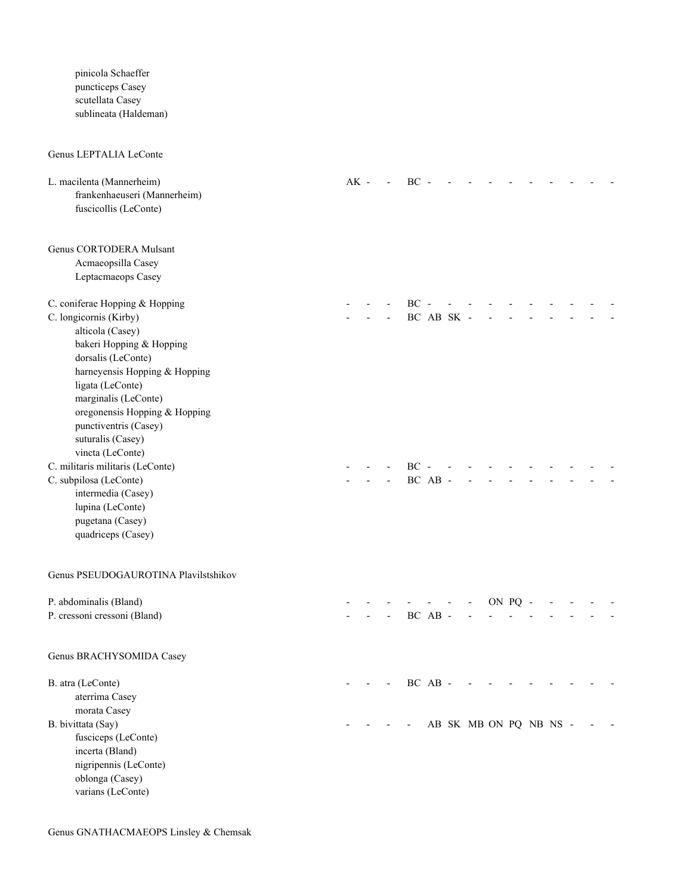pinicola Schaeffer
puncticeps Casey
scutellata Casey
sublineata (Haldeman)

Genus LEPTALIA LeConte

L. macilenta (Mannerheim) AK - - BC - - - - - - - - - -
frankenhaeuseri (Mannerheim)
fuscicollis (LeConte)

Genus CORTODERA Mulsant
Acmaeopsilla Casey
Leptacmaeops Casey

C. coniferae Hopping & Hopping - - - BC - - - - - - - - - -
C. longicornis (Kirby) - - - BC AB SK - - - - - - - -
alticola (Casey)
bakeri Hopping & Hopping
dorsalis (LeConte)
harneyensis Hopping & Hopping
ligata (LeConte)
marginalis (LeConte)
oregonensis Hopping & Hopping
punctiventris (Casey)
suturalis (Casey)
vincta (LeConte)
C. militaris militaris (LeConte) - - - BC - - - - - - - - - -
C. subpilosa (LeConte) - - - BC AB - - - - - - - - -
intermedia (Casey)
lupina (LeConte)
pugetana (Casey)
quadriceps (Casey)

Genus PSEUDOGAUROTINA Plavilstshikov

P. abdominalis (Bland) - - - - - - - ON PQ - - - - -
P. cressoni cressoni (Bland) - - - BC AB - - - - - - - - -

Genus BRACHYSOMIDA Casey

B. atra (LeConte) - - - BC AB - - - - - - - - -
aterrima Casey
morata Casey
B. bivittata (Say) - - - - AB SK MB ON PQ NB NS - - -
fusciceps (LeConte)
incerta (Bland)
nigripennis (LeConte)
oblonga (Casey)
varians (LeConte)

Genus GNATHACMAEOPS Linsley & Chemsak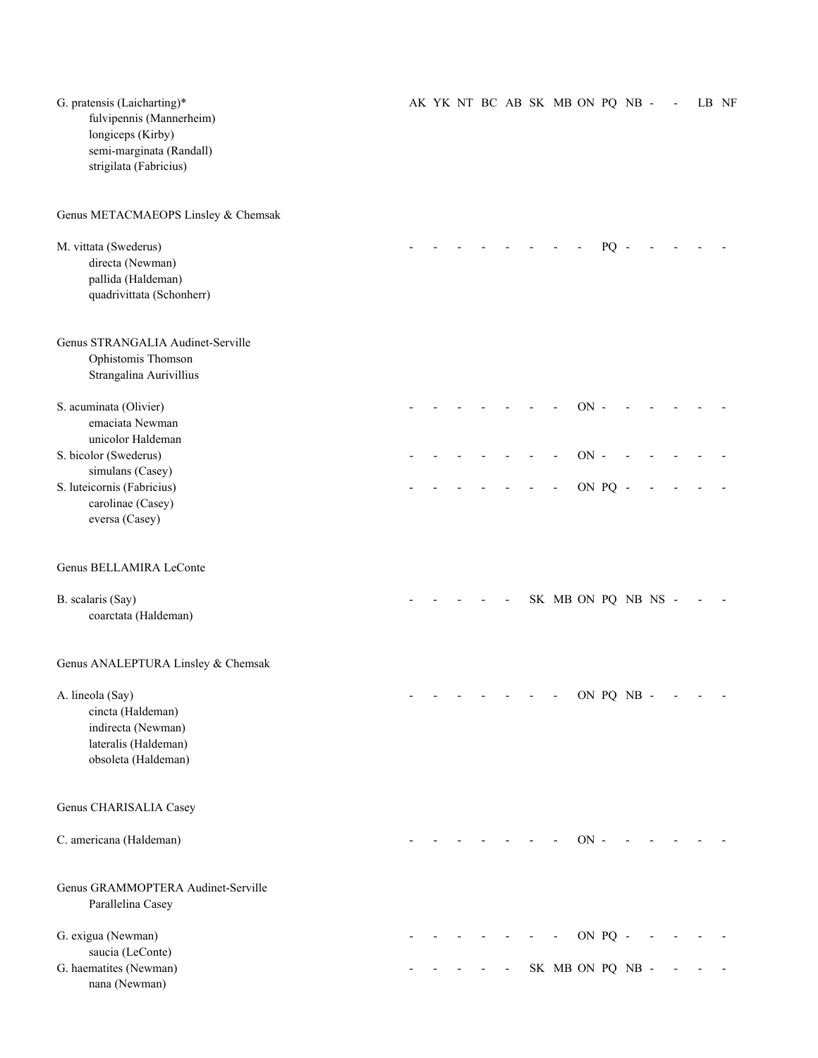G. pratensis (Laicharting)* — AK YK NT BC AB SK MB ON PQ NB - - LB NF

- fulvipennis (Mannerheim)
- longiceps (Kirby)
- semi-marginata (Randall)
- strigilata (Fabricius)

Genus METACMAEOPS Linsley & Chemsak

M. vittata (Swederus) — - - - - - - - - PQ - - - - -

- directa (Newman)
- pallida (Haldeman)
- quadrivittata (Schonherr)

Genus STRANGALIA Audinet-Serville

- Ophistomis Thomson
- Strangalina Aurivillius

S. acuminata (Olivier) — - - - - - - - ON - - - - - -

- emaciata Newman
- unicolor Haldeman

S. bicolor (Swederus) — - - - - - - - ON - - - - - -

- simulans (Casey)

S. luteicornis (Fabricius) — - - - - - - - ON PQ - - - - -

- carolinae (Casey)
- eversa (Casey)

Genus BELLAMIRA LeConte

B. scalaris (Say) — - - - - - SK MB ON PQ NB NS - - -

- coarctata (Haldeman)

Genus ANALEPTURA Linsley & Chemsak

A. lineola (Say) — - - - - - - - ON PQ NB - - - -

- cincta (Haldeman)
- indirecta (Newman)
- lateralis (Haldeman)
- obsoleta (Haldeman)

Genus CHARISALIA Casey

C. americana (Haldeman) — - - - - - - - ON - - - - - -

Genus GRAMMOPTERA Audinet-Serville

- Parallelina Casey

G. exigua (Newman) — - - - - - - - ON PQ - - - - -

- saucia (LeConte)

G. haematites (Newman) — - - - - - SK MB ON PQ NB - - - -

- nana (Newman)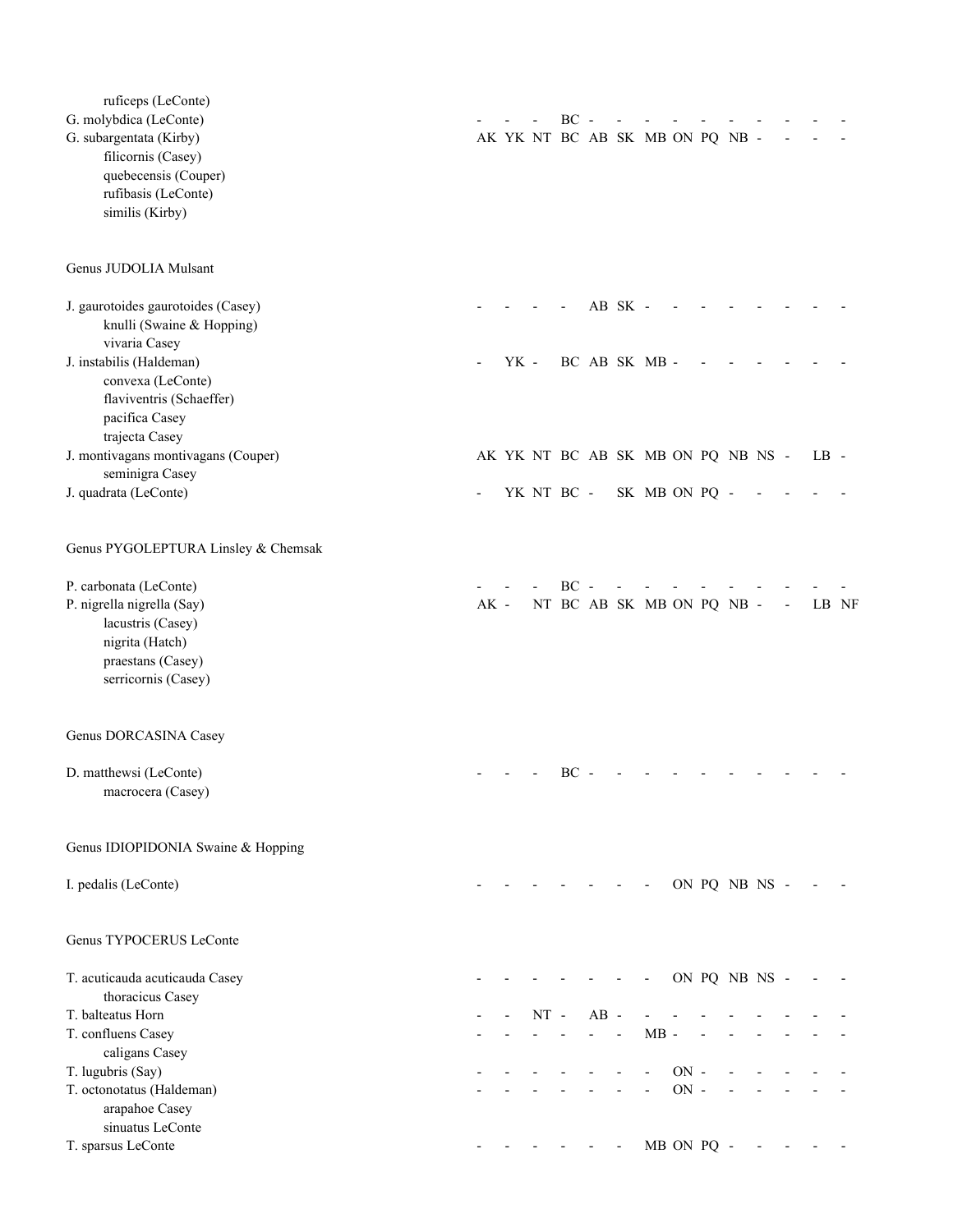ruficeps (LeConte)
G. molybdica (LeConte) - - - BC - - - - - - - - - -
G. subargentata (Kirby) AK YK NT BC AB SK MB ON PQ NB - - - -
filicornis (Casey)
quebecensis (Couper)
rufibasis (LeConte)
similis (Kirby)

Genus JUDOLIA Mulsant

J. gaurotoides gaurotoides (Casey) - - - - AB SK - - - - - - - -
knulli (Swaine & Hopping)
vivaria Casey
J. instabilis (Haldeman) - YK - BC AB SK MB - - - - - - -
convexa (LeConte)
flaviventris (Schaeffer)
pacifica Casey
trajecta Casey
J. montivagans montivagans (Couper) AK YK NT BC AB SK MB ON PQ NB NS - LB -
seminigra Casey
J. quadrata (LeConte) - YK NT BC - SK MB ON PQ - - - - -

Genus PYGOLEPTURA Linsley & Chemsak

P. carbonata (LeConte) - - - BC - - - - - - - - - -
P. nigrella nigrella (Say) AK - NT BC AB SK MB ON PQ NB - - LB NF
lacustris (Casey)
nigrita (Hatch)
praestans (Casey)
serricornis (Casey)

Genus DORCASINA Casey

D. matthewsi (LeConte) - - - BC - - - - - - - - - -
macrocera (Casey)

Genus IDIOPIDONIA Swaine & Hopping

I. pedalis (LeConte) - - - - - - - ON PQ NB NS - - -

Genus TYPOCERUS LeConte

T. acuticauda acuticauda Casey - - - - - - - ON PQ NB NS - - -
thoracicus Casey
T. balteatus Horn - - NT - AB - - - - - - - - -
T. confluens Casey - - - - - - MB - - - - - - -
caligans Casey
T. lugubris (Say) - - - - - - - ON - - - - - -
T. octonotatus (Haldeman) - - - - - - - ON - - - - - -
arapahoe Casey
sinuatus LeConte
T. sparsus LeConte - - - - - - MB ON PQ - - - - -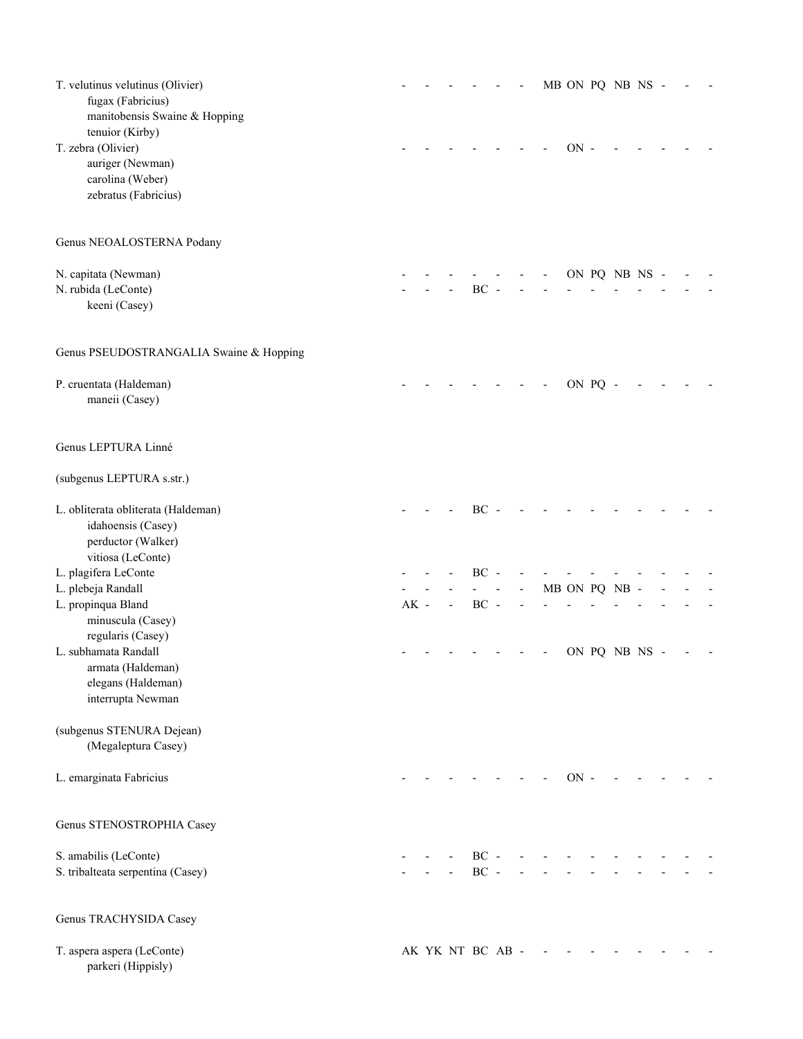T. velutinus velutinus (Olivier) - - - - - - MB ON PQ NB NS - - -
fugax (Fabricius)
manitobensis Swaine & Hopping
tenuior (Kirby)

T. zebra (Olivier) - - - - - - - ON - - - - - -
auriger (Newman)
carolina (Weber)
zebratus (Fabricius)

## Genus NEOALOSTERNA Podany

N. capitata (Newman) - - - - - - - ON PQ NB NS - - -

N. rubida (LeConte) - - - BC - - - - - - - - - -
keeni (Casey)

## Genus PSEUDOSTRANGALIA Swaine & Hopping

P. cruentata (Haldeman) - - - - - - - ON PQ - - - - -
maneii (Casey)

## Genus LEPTURA Linné

### (subgenus LEPTURA s.str.)

L. obliterata obliterata (Haldeman) - - - BC - - - - - - - - - -
idahoensis (Casey)
perductor (Walker)
vitiosa (LeConte)

L. plagifera LeConte - - - BC - - - - - - - - - -

L. plebeja Randall - - - - - - MB ON PQ NB - - - -

L. propinqua Bland AK - - BC - - - - - - - - - -
minuscula (Casey)
regularis (Casey)

L. subhamata Randall - - - - - - - ON PQ NB NS - - -
armata (Haldeman)
elegans (Haldeman)
interrupta Newman

### (subgenus STENURA Dejean)
(Megaleptura Casey)

L. emarginata Fabricius - - - - - - - ON - - - - - -

## Genus STENOSTROPHIA Casey

S. amabilis (LeConte) - - - BC - - - - - - - - - -

S. tribalteata serpentina (Casey) - - - BC - - - - - - - - - -

## Genus TRACHYSIDA Casey

T. aspera aspera (LeConte) AK YK NT BC AB - - - - - - - - -
parkeri (Hippisly)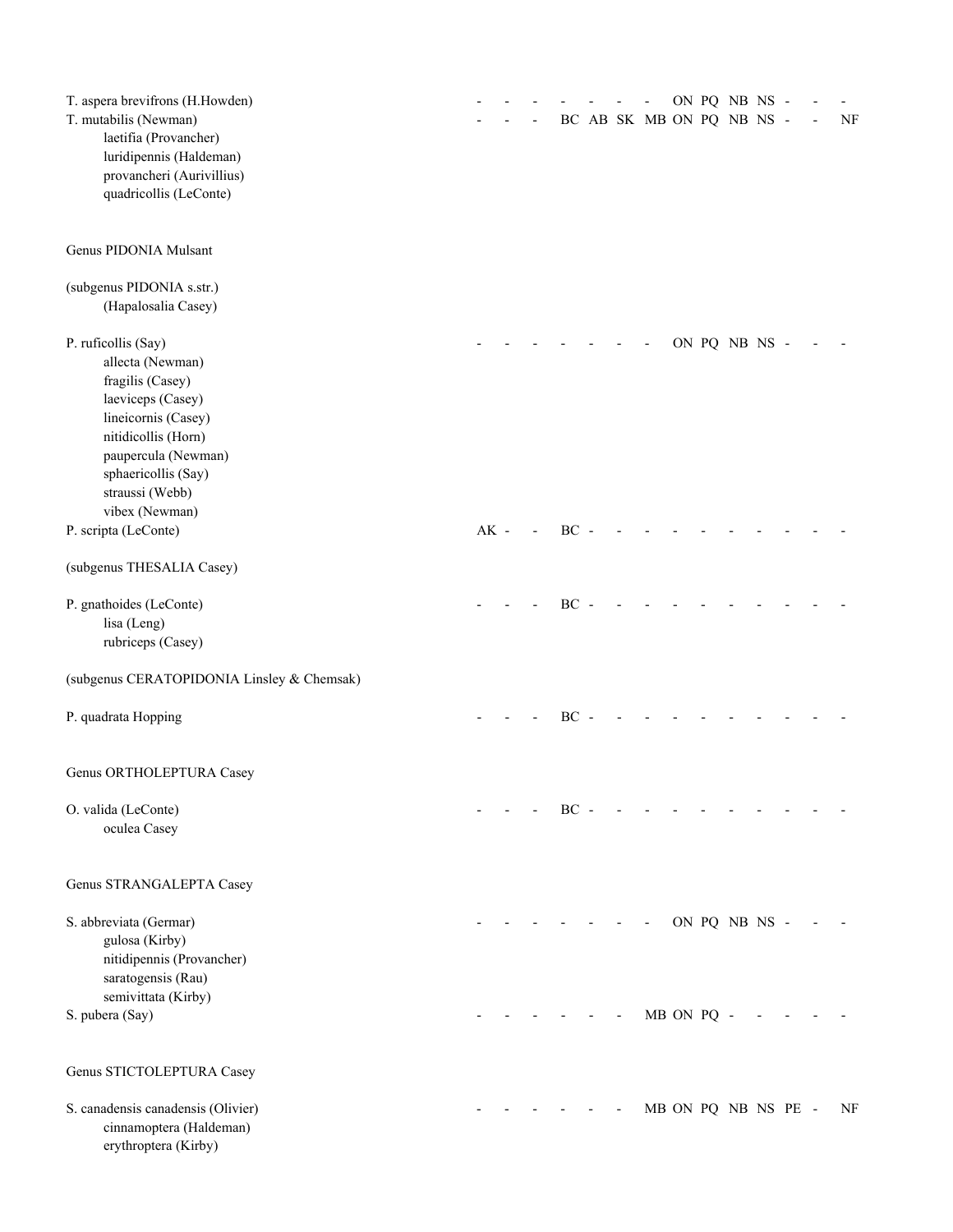T. aspera brevifrons (H.Howden) - - - - - - - - ON PQ NB NS - - -

T. mutabilis (Newman) - - - BC AB SK MB ON PQ NB NS - - NF

laetifia (Provancher)
luridipennis (Haldeman)
provancheri (Aurivillius)
quadricollis (LeConte)

Genus PIDONIA Mulsant

(subgenus PIDONIA s.str.)
(Hapalosalia Casey)

P. ruficollis (Say) - - - - - - - - ON PQ NB NS - - -

allecta (Newman)
fragilis (Casey)
laeviceps (Casey)
lineicornis (Casey)
nitidicollis (Horn)
paupercula (Newman)
sphaericollis (Say)
straussi (Webb)
vibex (Newman)

P. scripta (LeConte) AK - - BC - - - - - - - - - -

(subgenus THESALIA Casey)

P. gnathoides (LeConte) - - - BC - - - - - - - - - -

lisa (Leng)
rubriceps (Casey)

(subgenus CERATOPIDONIA Linsley & Chemsak)

P. quadrata Hopping - - - BC - - - - - - - - - -

Genus ORTHOLEPTURA Casey

O. valida (LeConte) - - - BC - - - - - - - - - -

oculea Casey

Genus STRANGALEPTA Casey

S. abbreviata (Germar) - - - - - - - - ON PQ NB NS - - -

gulosa (Kirby)
nitidipennis (Provancher)
saratogensis (Rau)
semivittata (Kirby)

S. pubera (Say) - - - - - - - MB ON PQ - - - - -

Genus STICTOLEPTURA Casey

S. canadensis canadensis (Olivier) - - - - - - MB ON PQ NB NS PE - NF

cinnamoptera (Haldeman)
erythroptera (Kirby)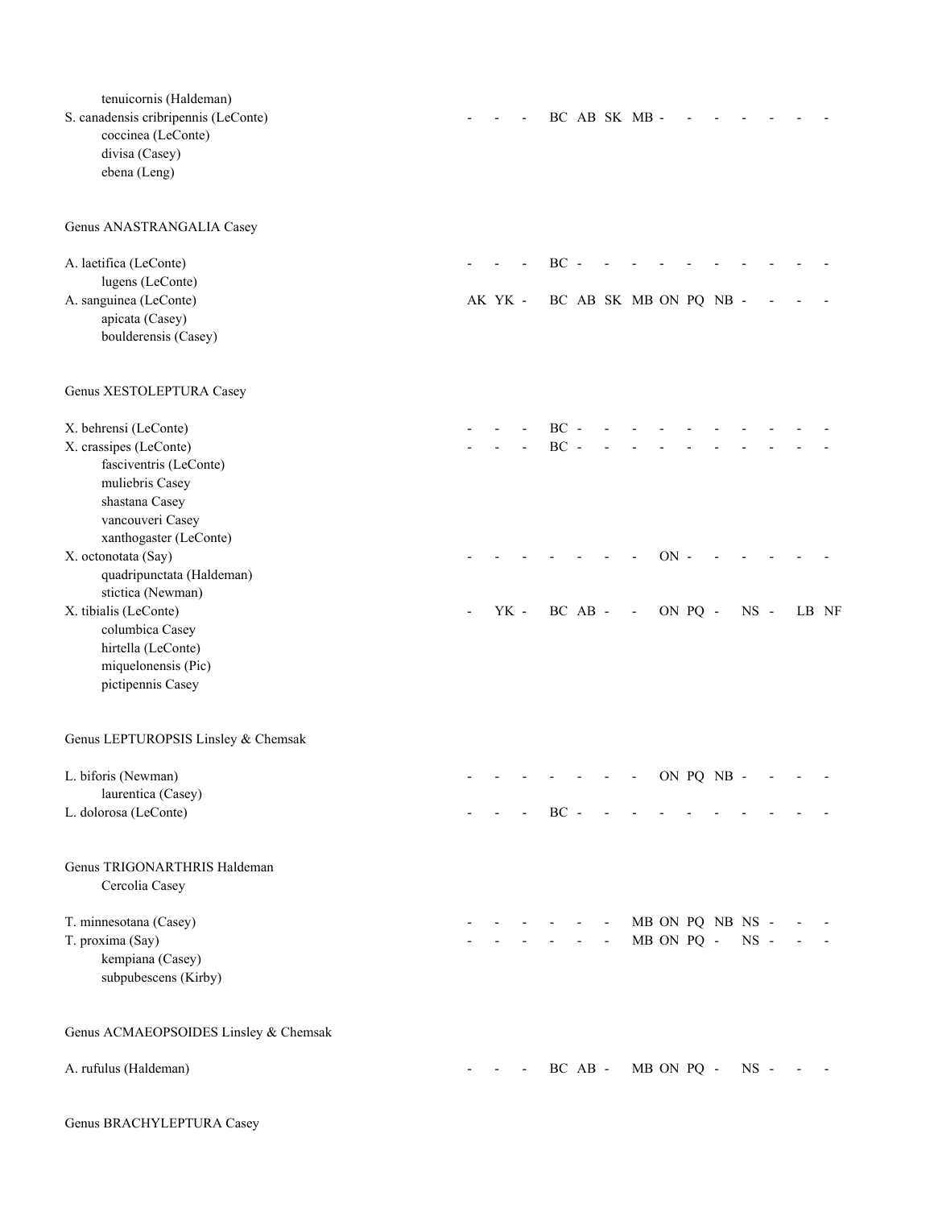tenuicornis (Haldeman)

S. canadensis cribripennis (LeConte) - - - BC AB SK MB - - - - - - -

coccinea (LeConte)

divisa (Casey)

ebena (Leng)

Genus ANASTRANGALIA Casey

A. laetifica (LeConte) - - - BC - - - - - - - - - -

lugens (LeConte)

A. sanguinea (LeConte) AK YK - BC AB SK MB ON PQ NB - - - -

apicata (Casey)

boulderensis (Casey)

Genus XESTOLEPTURA Casey

X. behrensi (LeConte) - - - BC - - - - - - - - - -

X. crassipes (LeConte) - - - BC - - - - - - - - - -

fasciventris (LeConte)

muliebris Casey

shastana Casey

vancouveri Casey

xanthogaster (LeConte)

X. octonotata (Say) - - - - - - - ON - - - - - -

quadripunctata (Haldeman)

stictica (Newman)

X. tibialis (LeConte) - YK - BC AB - - ON PQ - NS - LB NF

columbica Casey

hirtella (LeConte)

miquelonensis (Pic)

pictipennis Casey

Genus LEPTUROPSIS Linsley & Chemsak

L. biforis (Newman) - - - - - - - ON PQ NB - - - -

laurentica (Casey)

L. dolorosa (LeConte) - - - BC - - - - - - - - - -

Genus TRIGONARTHRIS Haldeman

Cercolia Casey

T. minnesotana (Casey) - - - - - - MB ON PQ NB NS - - -

T. proxima (Say) - - - - - - MB ON PQ - NS - - -

kempiana (Casey)

subpubescens (Kirby)

Genus ACMAEOPSOIDES Linsley & Chemsak

A. rufulus (Haldeman) - - - BC AB - MB ON PQ - NS - - -

Genus BRACHYLEPTURA Casey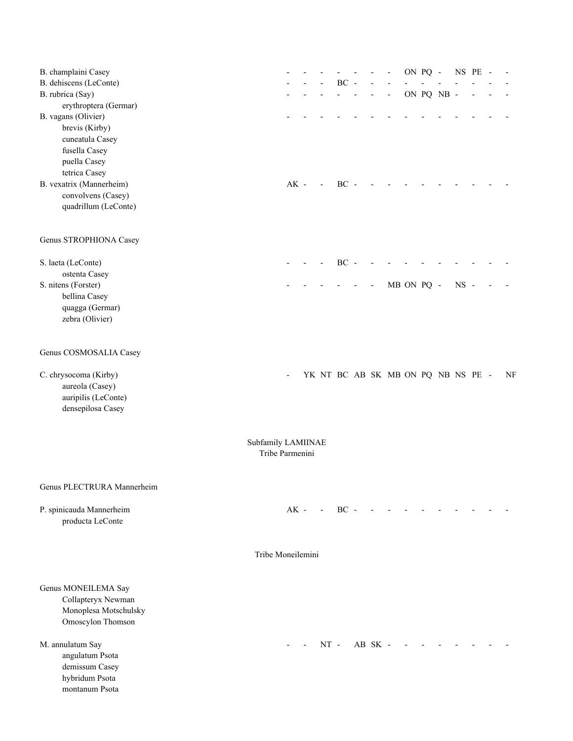B. champlaini Casey - - - - - - - - ON PQ - NS PE - -
B. dehiscens (LeConte) - - - BC - - - - - - - - - - -
B. rubrica (Say) - - - - - - - - ON PQ NB - - - -
  erythroptera (Germar)
B. vagans (Olivier) - - - - - - - - - - - - - - -
  brevis (Kirby)
  cuneatula Casey
  fusella Casey
  puella Casey
  tetrica Casey
B. vexatrix (Mannerheim) AK - - BC - - - - - - - - - - -
  convolvens (Casey)
  quadrillum (LeConte)

Genus STROPHIONA Casey

S. laeta (LeConte) - - - BC - - - - - - - - - - -
  ostenta Casey
S. nitens (Forster) - - - - - - - MB ON PQ - NS - - -
  bellina Casey
  quagga (Germar)
  zebra (Olivier)

Genus COSMOSALIA Casey

C. chrysocoma (Kirby) - YK NT BC AB SK MB ON PQ NB NS PE - NF
  aureola (Casey)
  auripilis (LeConte)
  densepilosa Casey

## Subfamily LAMIINAE
### Tribe Parmenini

Genus PLECTRURA Mannerheim

P. spinicauda Mannerheim AK - - BC - - - - - - - - - - -
  producta LeConte

### Tribe Moneilemini

Genus MONEILEMA Say
  Collapteryx Newman
  Monoplesa Motschulsky
  Omoscylon Thomson

M. annulatum Say - - NT - AB SK - - - - - - - - -
  angulatum Psota
  demissum Casey
  hybridum Psota
  montanum Psota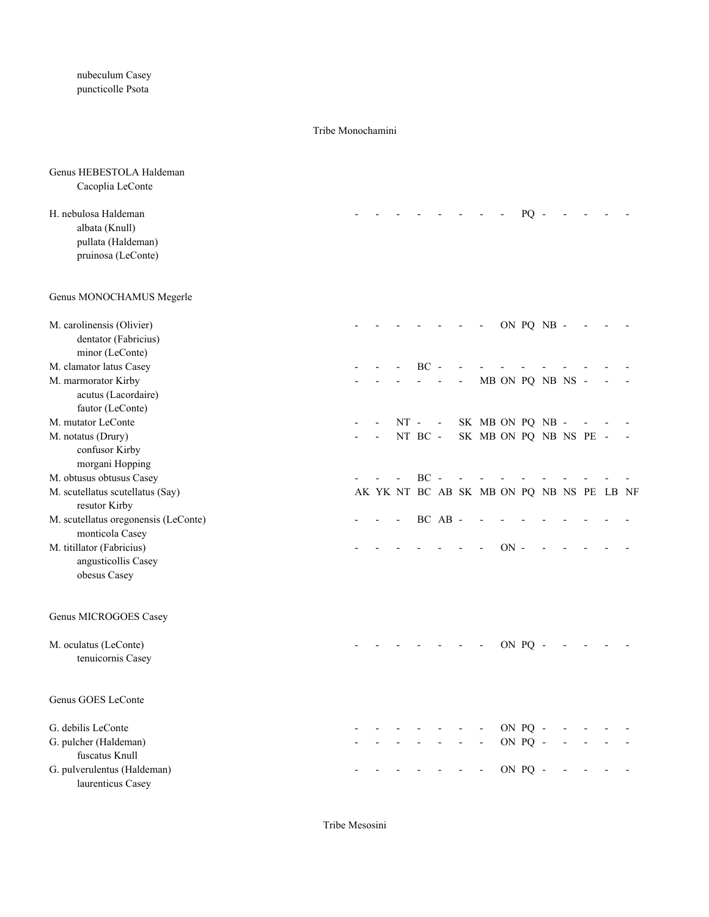nubeculum Casey
puncticolle Psota

Tribe Monochamini

| Taxon | AK | YK | NT | BC | AB | SK | MB | ON | PQ | NB | NS | PE | LB | NF |
|---|---|---|---|---|---|---|---|---|---|---|---|---|---|---|
| **Genus HEBESTOLA Haldeman** | | | | | | | | | | | | | | |
| Cacoplia LeConte | | | | | | | | | | | | | | |
| H. nebulosa Haldeman | - | - | - | - | - | - | - | - | PQ | - | - | - | - | - |
| albata (Knull) | | | | | | | | | | | | | | |
| pullata (Haldeman) | | | | | | | | | | | | | | |
| pruinosa (LeConte) | | | | | | | | | | | | | | |
| **Genus MONOCHAMUS Megerle** | | | | | | | | | | | | | | |
| M. carolinensis (Olivier) | - | - | - | - | - | - | - | ON | PQ | NB | - | - | - | - |
| dentator (Fabricius) | | | | | | | | | | | | | | |
| minor (LeConte) | | | | | | | | | | | | | | |
| M. clamator latus Casey | - | - | - | BC | - | - | - | - | - | - | - | - | - | - |
| M. marmorator Kirby | - | - | - | - | - | - | MB | ON | PQ | NB | NS | - | - | - |
| acutus (Lacordaire) | | | | | | | | | | | | | | |
| fautor (LeConte) | | | | | | | | | | | | | | |
| M. mutator LeConte | - | - | NT | - | - | SK | MB | ON | PQ | NB | - | - | - | - |
| M. notatus (Drury) | - | - | NT | BC | - | SK | MB | ON | PQ | NB | NS | PE | - | - |
| confusor Kirby | | | | | | | | | | | | | | |
| morgani Hopping | | | | | | | | | | | | | | |
| M. obtusus obtusus Casey | - | - | - | BC | - | - | - | - | - | - | - | - | - | - |
| M. scutellatus scutellatus (Say) | AK | YK | NT | BC | AB | SK | MB | ON | PQ | NB | NS | PE | LB | NF |
| resutor Kirby | | | | | | | | | | | | | | |
| M. scutellatus oregonensis (LeConte) | - | - | - | BC | AB | - | - | - | - | - | - | - | - | - |
| monticola Casey | | | | | | | | | | | | | | |
| M. titillator (Fabricius) | - | - | - | - | - | - | - | ON | - | - | - | - | - | - |
| angusticollis Casey | | | | | | | | | | | | | | |
| obesus Casey | | | | | | | | | | | | | | |
| **Genus MICROGOES Casey** | | | | | | | | | | | | | | |
| M. oculatus (LeConte) | - | - | - | - | - | - | - | ON | PQ | - | - | - | - | - |
| tenuicornis Casey | | | | | | | | | | | | | | |
| **Genus GOES LeConte** | | | | | | | | | | | | | | |
| G. debilis LeConte | - | - | - | - | - | - | - | ON | PQ | - | - | - | - | - |
| G. pulcher (Haldeman) | - | - | - | - | - | - | - | ON | PQ | - | - | - | - | - |
| fuscatus Knull | | | | | | | | | | | | | | |
| G. pulverulentus (Haldeman) | - | - | - | - | - | - | - | ON | PQ | - | - | - | - | - |
| laurenticus Casey | | | | | | | | | | | | | | |

Tribe Mesosini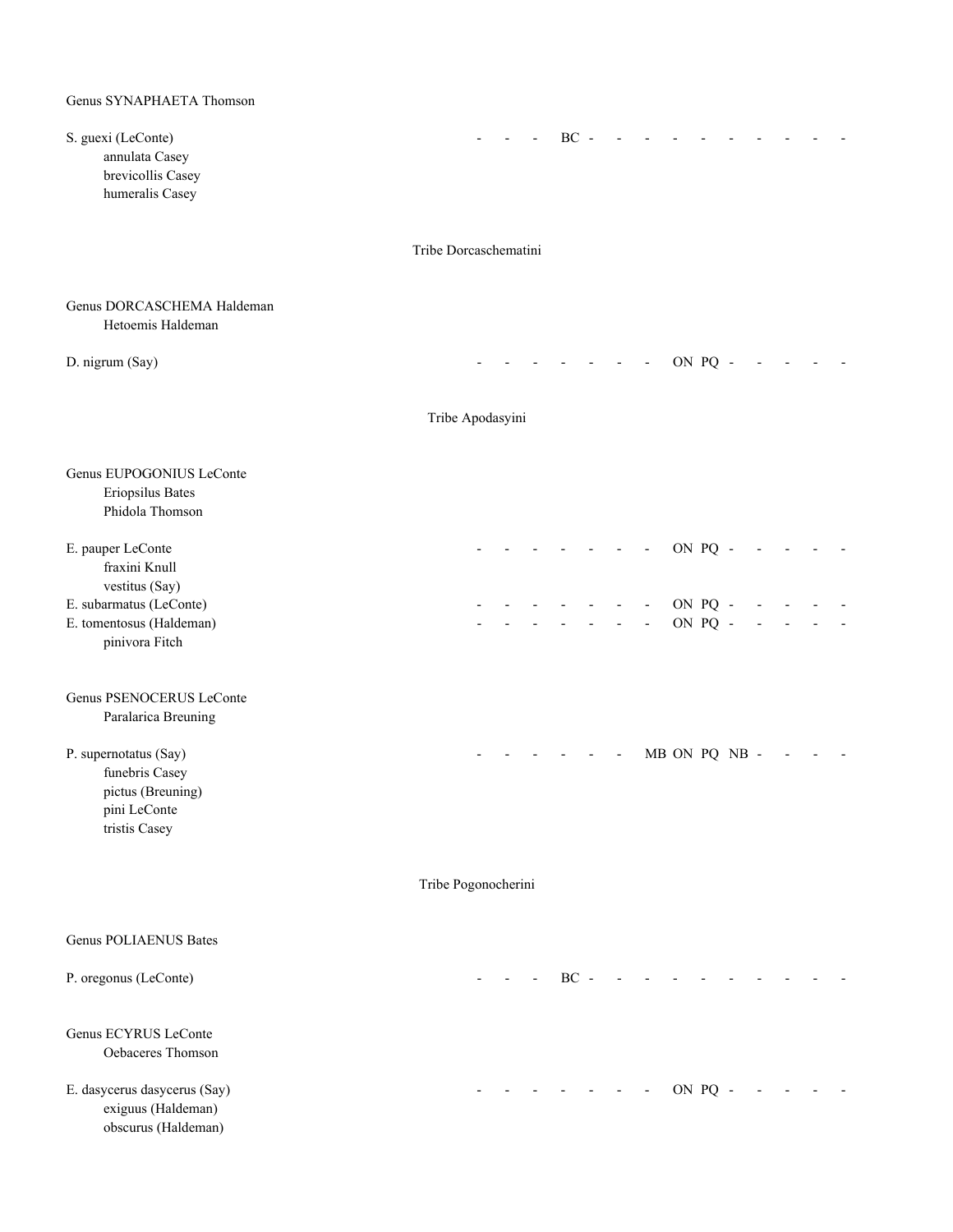Genus SYNAPHAETA Thomson

S. guexi (LeConte) - - - BC - - - - - - - - - -
annulata Casey
brevicollis Casey
humeralis Casey

Tribe Dorcaschematini

Genus DORCASCHEMA Haldeman
Hetoemis Haldeman

D. nigrum (Say) - - - - - - - ON PQ - - - - -

Tribe Apodasyini

Genus EUPOGONIUS LeConte
Eriopsilus Bates
Phidola Thomson

E. pauper LeConte - - - - - - - ON PQ - - - - -
fraxini Knull
vestitus (Say)
E. subarmatus (LeConte) - - - - - - - ON PQ - - - - -
E. tomentosus (Haldeman) - - - - - - - ON PQ - - - - -
pinivora Fitch

Genus PSENOCERUS LeConte
Paralarica Breuning

P. supernotatus (Say) - - - - - - MB ON PQ NB - - - -
funebris Casey
pictus (Breuning)
pini LeConte
tristis Casey

Tribe Pogonocherini

Genus POLIAENUS Bates

P. oregonus (LeConte) - - - BC - - - - - - - - - -

Genus ECYRUS LeConte
Oebaceres Thomson

E. dasycerus dasycerus (Say) - - - - - - - ON PQ - - - - -
exiguus (Haldeman)
obscurus (Haldeman)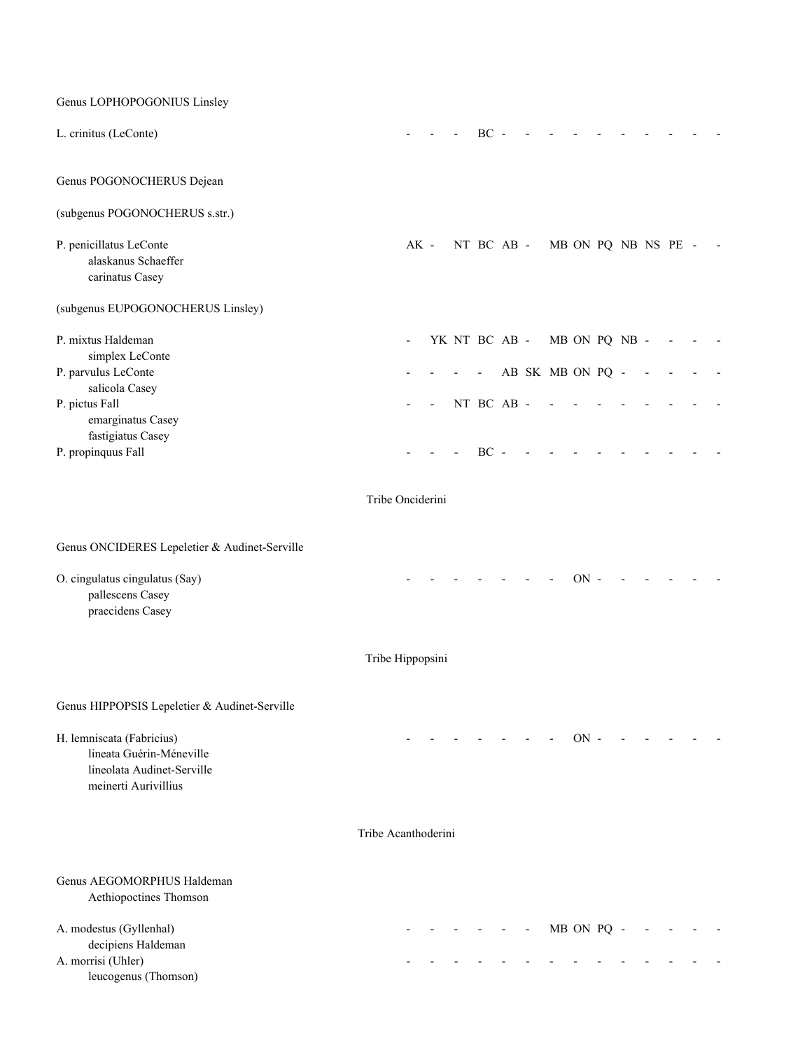Genus LOPHOPOGONIUS Linsley

| | | | | | | | | | | | | | | |
|---|---|---|---|---|---|---|---|---|---|---|---|---|---|---|
| L. crinitus (LeConte) | - | - | - | BC | - | - | - | - | - | - | - | - | - | - |

Genus POGONOCHERUS Dejean

(subgenus POGONOCHERUS s.str.)

| | | | | | | | | | | | | | | |
|---|---|---|---|---|---|---|---|---|---|---|---|---|---|---|
| P. penicillatus LeConte<br>alaskanus Schaeffer<br>carinatus Casey | AK | - | NT | BC | AB | - | MB | ON | PQ | NB | NS | PE | - | - |

(subgenus EUPOGONOCHERUS Linsley)

| | | | | | | | | | | | | | | |
|---|---|---|---|---|---|---|---|---|---|---|---|---|---|---|
| P. mixtus Haldeman<br>simplex LeConte | - | YK | NT | BC | AB | - | MB | ON | PQ | NB | - | - | - | - |
| P. parvulus LeConte<br>salicola Casey | - | - | - | - | AB | SK | MB | ON | PQ | - | - | - | - | - |
| P. pictus Fall<br>emarginatus Casey<br>fastigiatus Casey | - | - | NT | BC | AB | - | - | - | - | - | - | - | - | - |
| P. propinquus Fall | - | - | - | BC | - | - | - | - | - | - | - | - | - | - |

Tribe Onciderini

Genus ONCIDERES Lepeletier & Audinet-Serville

| | | | | | | | | | | | | | | |
|---|---|---|---|---|---|---|---|---|---|---|---|---|---|---|
| O. cingulatus cingulatus (Say)<br>pallescens Casey<br>praecidens Casey | - | - | - | - | - | - | - | ON | - | - | - | - | - | - |

Tribe Hippopsini

Genus HIPPOPSIS Lepeletier & Audinet-Serville

| | | | | | | | | | | | | | | |
|---|---|---|---|---|---|---|---|---|---|---|---|---|---|---|
| H. lemniscata (Fabricius)<br>lineata Guérin-Méneville<br>lineolata Audinet-Serville<br>meinerti Aurivillius | - | - | - | - | - | - | - | ON | - | - | - | - | - | - |

Tribe Acanthoderini

Genus AEGOMORPHUS Haldeman
Aethiopoctines Thomson

| | | | | | | | | | | | | | | |
|---|---|---|---|---|---|---|---|---|---|---|---|---|---|---|
| A. modestus (Gyllenhal)<br>decipiens Haldeman | - | - | - | - | - | - | MB | ON | PQ | - | - | - | - | - |
| A. morrisi (Uhler)<br>leucogenus (Thomson) | - | - | - | - | - | - | - | - | - | - | - | - | - | - |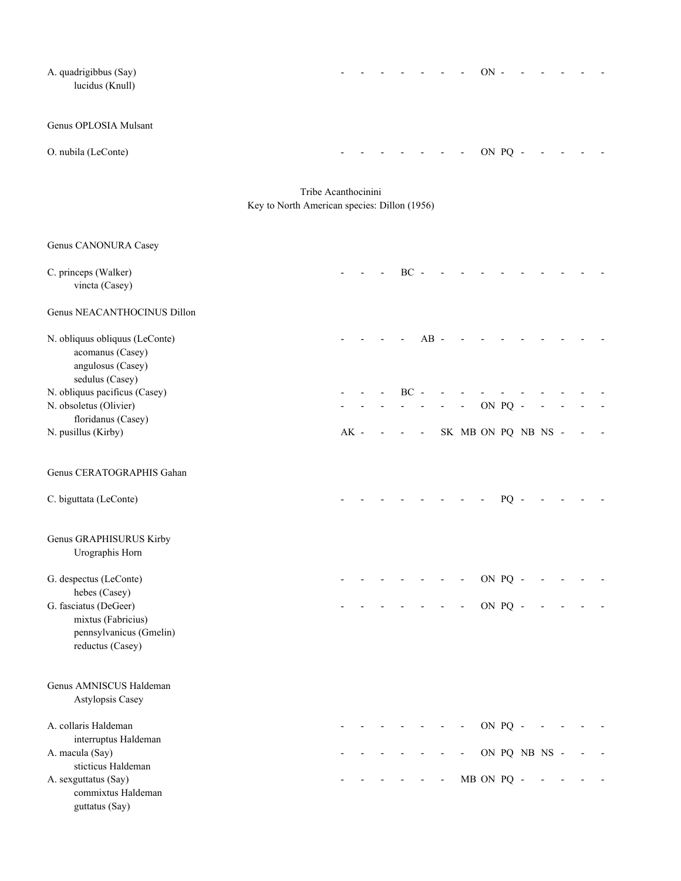A. quadrigibbus (Say) - - - - - - - ON - - - - - - -
    lucidus (Knull)

Genus OPLOSIA Mulsant

O. nubila (LeConte) - - - - - - - ON PQ - - - - - -

Tribe Acanthocinini
Key to North American species: Dillon (1956)

Genus CANONURA Casey

C. princeps (Walker) - - - BC - - - - - - - - - - -
    vincta (Casey)

Genus NEACANTHOCINUS Dillon

N. obliquus obliquus (LeConte) - - - - AB - - - - - - - - - -
    acomanus (Casey)
    angulosus (Casey)
    sedulus (Casey)
N. obliquus pacificus (Casey) - - - BC - - - - - - - - - - -
N. obsoletus (Olivier) - - - - - - - ON PQ - - - - - -
    floridanus (Casey)
N. pusillus (Kirby) AK - - - - SK MB ON PQ NB NS - - -

Genus CERATOGRAPHIS Gahan

C. biguttata (LeConte) - - - - - - - - PQ - - - - - -

Genus GRAPHISURUS Kirby
    Urographis Horn

G. despectus (LeConte) - - - - - - - ON PQ - - - - - -
    hebes (Casey)
G. fasciatus (DeGeer) - - - - - - - ON PQ - - - - - -
    mixtus (Fabricius)
    pennsylvanicus (Gmelin)
    reductus (Casey)

Genus AMNISCUS Haldeman
    Astylopsis Casey

A. collaris Haldeman - - - - - - - ON PQ - - - - - -
    interruptus Haldeman
A. macula (Say) - - - - - - - ON PQ NB NS - - -
    sticticus Haldeman
A. sexguttatus (Say) - - - - - - MB ON PQ - - - - - -
    commixtus Haldeman
    guttatus (Say)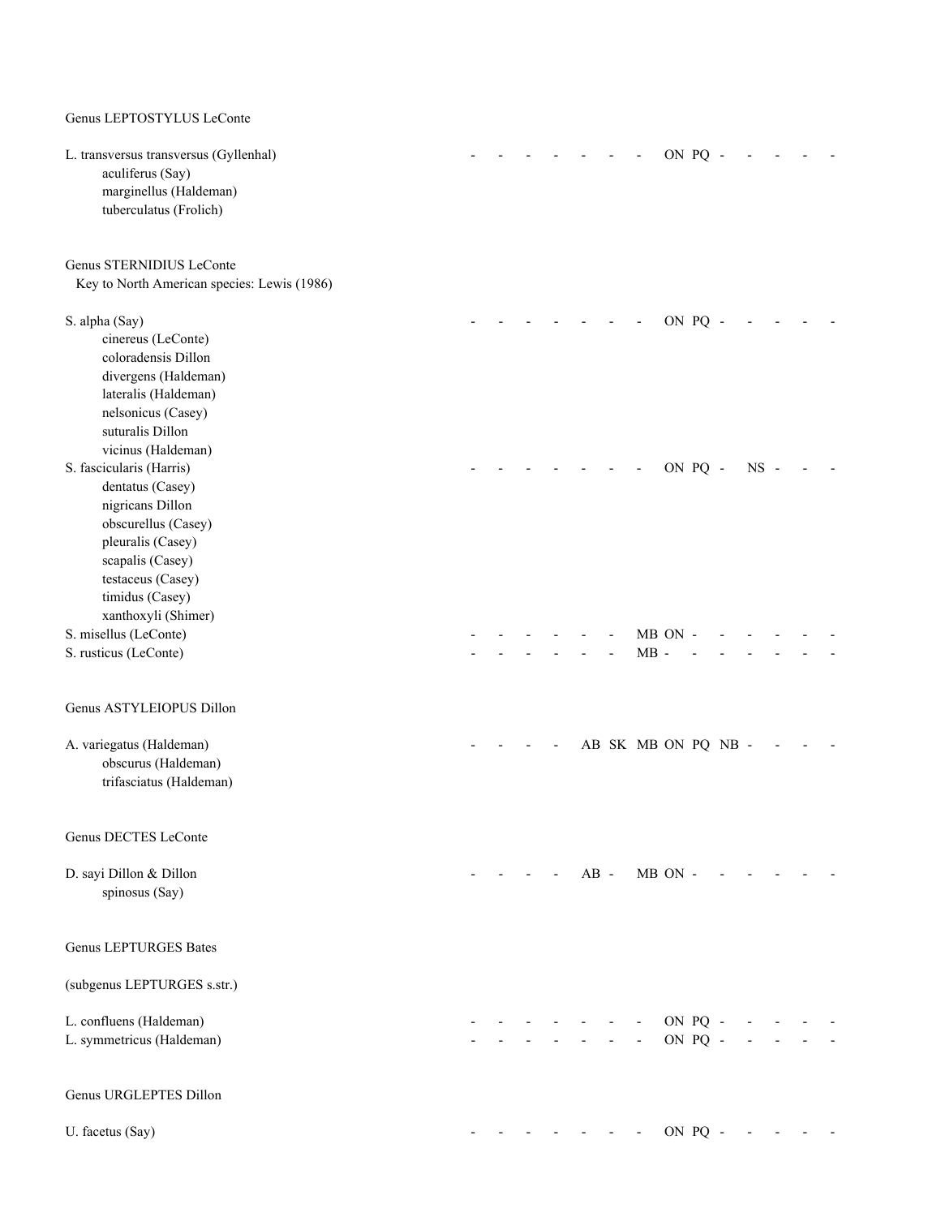Genus LEPTOSTYLUS LeConte

L. transversus transversus (Gyllenhal) - - - - - - - ON PQ - - - - -
  aculiferus (Say)
  marginellus (Haldeman)
  tuberculatus (Frolich)

Genus STERNIDIUS LeConte
Key to North American species: Lewis (1986)

S. alpha (Say) - - - - - - - ON PQ - - - - -
  cinereus (LeConte)
  coloradensis Dillon
  divergens (Haldeman)
  lateralis (Haldeman)
  nelsonicus (Casey)
  suturalis Dillon
  vicinus (Haldeman)

S. fascicularis (Harris) - - - - - - - ON PQ - NS - - -
  dentatus (Casey)
  nigricans Dillon
  obscurellus (Casey)
  pleuralis (Casey)
  scapalis (Casey)
  testaceus (Casey)
  timidus (Casey)
  xanthoxyli (Shimer)

S. misellus (LeConte) - - - - - - MB ON - - - - - -

S. rusticus (LeConte) - - - - - - MB - - - - - - -

Genus ASTYLEIOPUS Dillon

A. variegatus (Haldeman) - - - - AB SK MB ON PQ NB - - - -
  obscurus (Haldeman)
  trifasciatus (Haldeman)

Genus DECTES LeConte

D. sayi Dillon & Dillon - - - - AB - MB ON - - - - - -
  spinosus (Say)

Genus LEPTURGES Bates

(subgenus LEPTURGES s.str.)

L. confluens (Haldeman) - - - - - - - ON PQ - - - - -

L. symmetricus (Haldeman) - - - - - - - ON PQ - - - - -

Genus URGLEPTES Dillon

U. facetus (Say) - - - - - - - ON PQ - - - - -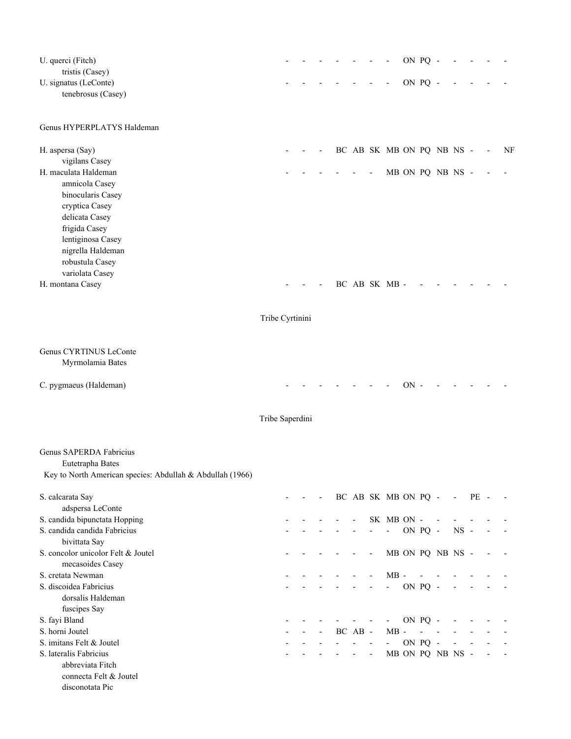U. querci (Fitch) - - - - - - - ON PQ - - - - -
tristis (Casey)
U. signatus (LeConte) - - - - - - - ON PQ - - - - -
tenebrosus (Casey)

Genus HYPERPLATYS Haldeman

H. aspersa (Say) - - - BC AB SK MB ON PQ NB NS - - NF
vigilans Casey
H. maculata Haldeman - - - - - - MB ON PQ NB NS - - -
amnicola Casey
binocularis Casey
cryptica Casey
delicata Casey
frigida Casey
lentiginosa Casey
nigrella Haldeman
robustula Casey
variolata Casey
H. montana Casey - - - BC AB SK MB - - - - - - -

Tribe Cyrtinini

Genus CYRTINUS LeConte
Myrmolamia Bates

C. pygmaeus (Haldeman) - - - - - - - ON - - - - - -

Tribe Saperdini

Genus SAPERDA Fabricius
Eutetrapha Bates
Key to North American species: Abdullah & Abdullah (1966)

S. calcarata Say - - - BC AB SK MB ON PQ - - PE - -
adspersa LeConte
S. candida bipunctata Hopping - - - - - SK MB ON - - - - - -
S. candida candida Fabricius - - - - - - - ON PQ - NS - - -
bivittata Say
S. concolor unicolor Felt & Joutel - - - - - - MB ON PQ NB NS - - -
mecasoides Casey
S. cretata Newman - - - - - - MB - - - - - - -
S. discoidea Fabricius - - - - - - - ON PQ - - - - -
dorsalis Haldeman
fuscipes Say
S. fayi Bland - - - - - - - ON PQ - - - - -
S. horni Joutel - - - BC AB - MB - - - - - - -
S. imitans Felt & Joutel - - - - - - - ON PQ - - - - -
S. lateralis Fabricius - - - - - - MB ON PQ NB NS - - -
abbreviata Fitch
connecta Felt & Joutel
disconotata Pic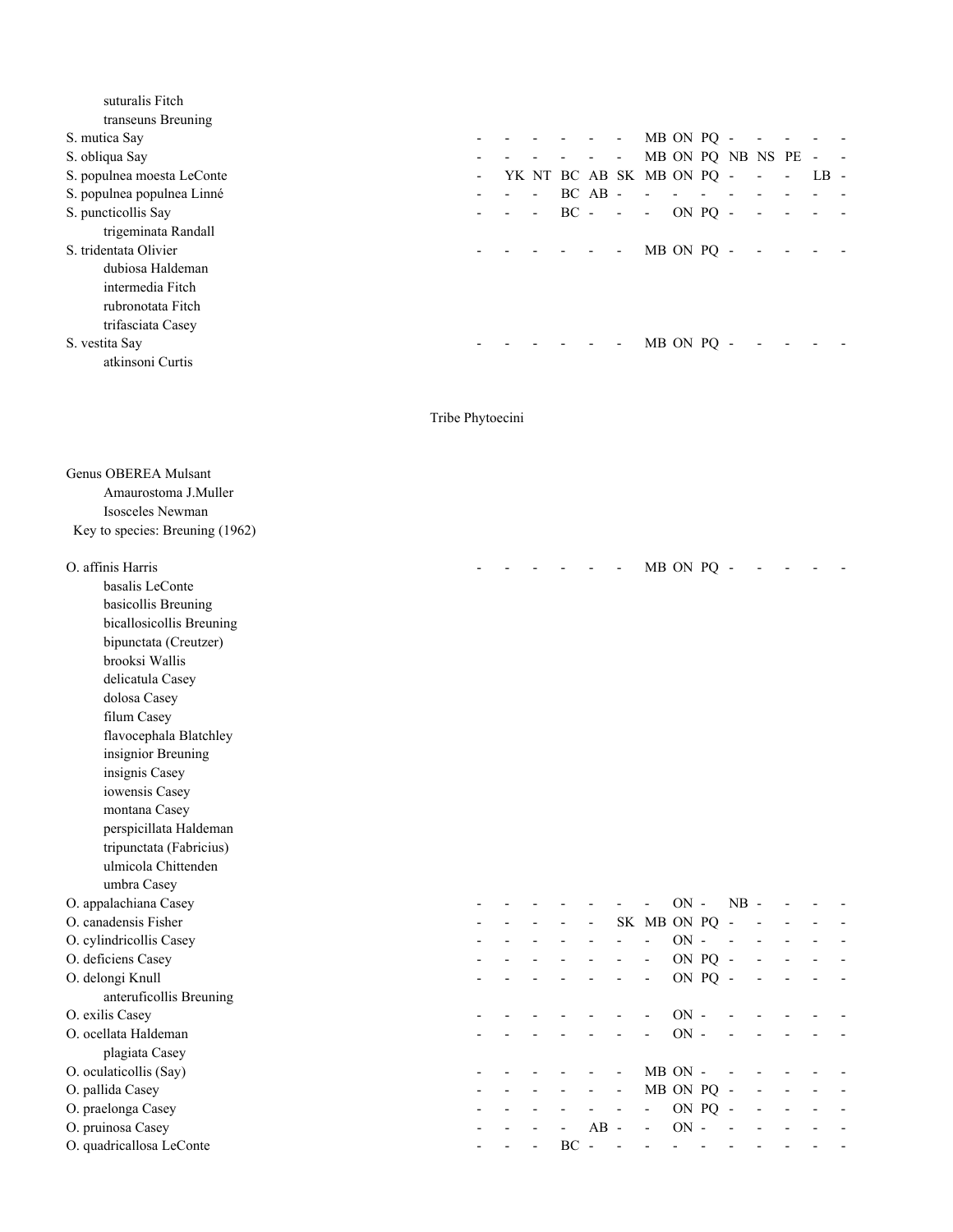| | | | | | | | | | | | | | | |
|---|---|---|---|---|---|---|---|---|---|---|---|---|---|---|
| suturalis Fitch | | | | | | | | | | | | | | |
| transeuns Breuning | | | | | | | | | | | | | | |
| S. mutica Say | - | - | - | - | - | - | MB | ON | PQ | - | - | - | - | - |
| S. obliqua Say | - | - | - | - | - | - | MB | ON | PQ | NB | NS | PE | - | - |
| S. populnea moesta LeConte | - | YK | NT | BC | AB | SK | MB | ON | PQ | - | - | - | LB | - |
| S. populnea populnea Linné | - | - | - | BC | AB | - | - | - | - | - | - | - | - | - |
| S. puncticollis Say | - | - | - | BC | - | - | - | ON | PQ | - | - | - | - | - |
| trigeminata Randall | | | | | | | | | | | | | | |
| S. tridentata Olivier | - | - | - | - | - | - | MB | ON | PQ | - | - | - | - | - |
| dubiosa Haldeman | | | | | | | | | | | | | | |
| intermedia Fitch | | | | | | | | | | | | | | |
| rubronotata Fitch | | | | | | | | | | | | | | |
| trifasciata Casey | | | | | | | | | | | | | | |
| S. vestita Say | - | - | - | - | - | - | MB | ON | PQ | - | - | - | - | - |
| atkinsoni Curtis | | | | | | | | | | | | | | |

## Tribe Phytoecini

Genus OBEREA Mulsant
Amaurostoma J.Muller
Isosceles Newman
Key to species: Breuning (1962)

| | | | | | | | | | | | | | | |
|---|---|---|---|---|---|---|---|---|---|---|---|---|---|---|
| O. affinis Harris | - | - | - | - | - | - | MB | ON | PQ | - | - | - | - | - |
| basalis LeConte | | | | | | | | | | | | | | |
| basicollis Breuning | | | | | | | | | | | | | | |
| bicallosicollis Breuning | | | | | | | | | | | | | | |
| bipunctata (Creutzer) | | | | | | | | | | | | | | |
| brooksi Wallis | | | | | | | | | | | | | | |
| delicatula Casey | | | | | | | | | | | | | | |
| dolosa Casey | | | | | | | | | | | | | | |
| filum Casey | | | | | | | | | | | | | | |
| flavocephala Blatchley | | | | | | | | | | | | | | |
| insignior Breuning | | | | | | | | | | | | | | |
| insignis Casey | | | | | | | | | | | | | | |
| iowensis Casey | | | | | | | | | | | | | | |
| montana Casey | | | | | | | | | | | | | | |
| perspicillata Haldeman | | | | | | | | | | | | | | |
| tripunctata (Fabricius) | | | | | | | | | | | | | | |
| ulmicola Chittenden | | | | | | | | | | | | | | |
| umbra Casey | | | | | | | | | | | | | | |
| O. appalachiana Casey | - | - | - | - | - | - | - | ON | - | NB | - | - | - | - |
| O. canadensis Fisher | - | - | - | - | - | SK | MB | ON | PQ | - | - | - | - | - |
| O. cylindricollis Casey | - | - | - | - | - | - | - | ON | - | - | - | - | - | - |
| O. deficiens Casey | - | - | - | - | - | - | - | ON | PQ | - | - | - | - | - |
| O. delongi Knull | - | - | - | - | - | - | - | ON | PQ | - | - | - | - | - |
| anteruficollis Breuning | | | | | | | | | | | | | | |
| O. exilis Casey | - | - | - | - | - | - | - | ON | - | - | - | - | - | - |
| O. ocellata Haldeman | - | - | - | - | - | - | - | ON | - | - | - | - | - | - |
| plagiata Casey | | | | | | | | | | | | | | |
| O. oculaticollis (Say) | - | - | - | - | - | - | MB | ON | - | - | - | - | - | - |
| O. pallida Casey | - | - | - | - | - | - | MB | ON | PQ | - | - | - | - | - |
| O. praelonga Casey | - | - | - | - | - | - | - | ON | PQ | - | - | - | - | - |
| O. pruinosa Casey | - | - | - | - | AB | - | - | ON | - | - | - | - | - | - |
| O. quadricallosa LeConte | - | - | - | BC | - | - | - | - | - | - | - | - | - | - |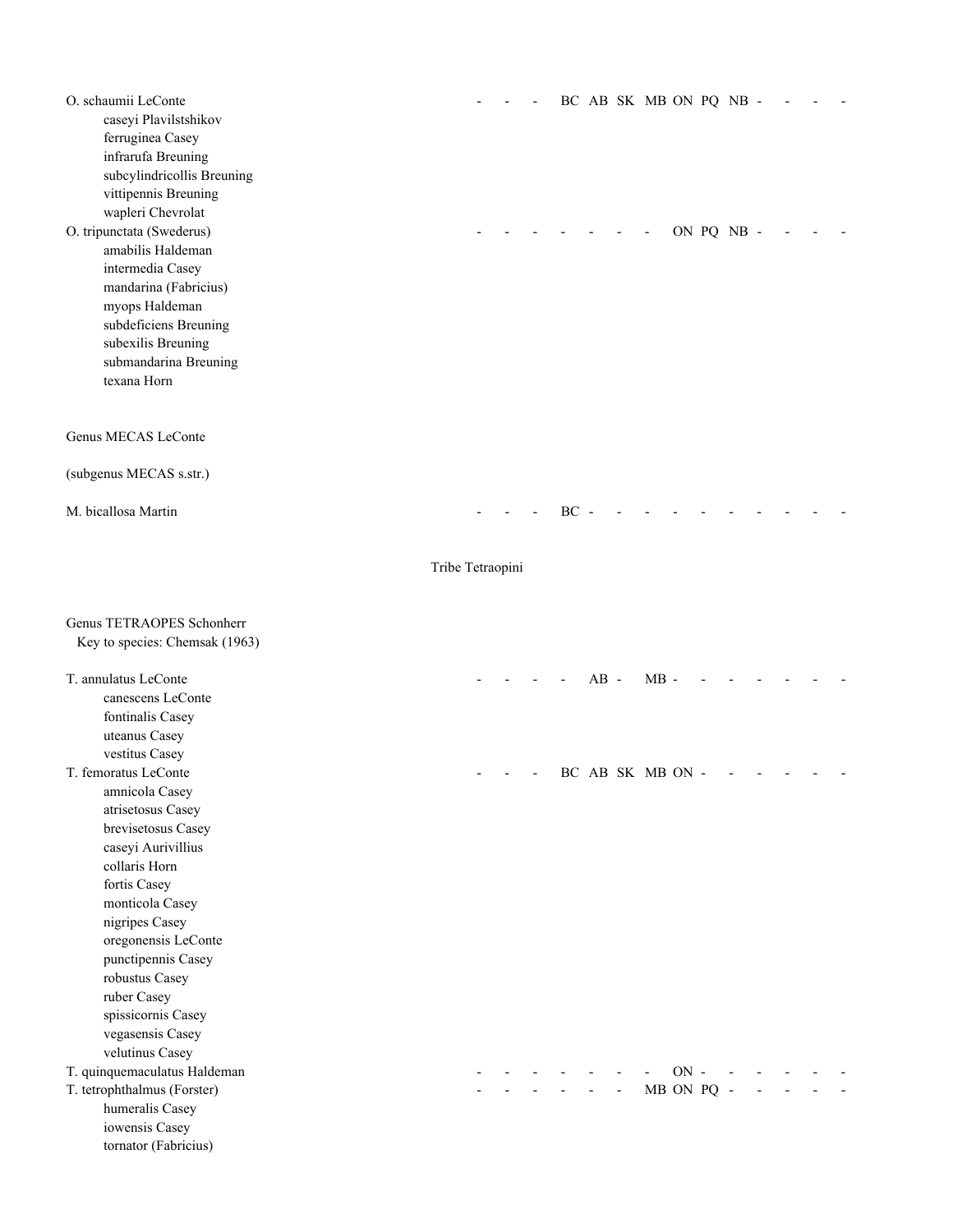O. schaumii LeConte - - - BC AB SK MB ON PQ NB - - - -
- caseyi Plavilstshikov
- ferruginea Casey
- infrarufa Breuning
- subcylindricollis Breuning
- vittipennis Breuning
- wapleri Chevrolat

O. tripunctata (Swederus) - - - - - - - ON PQ NB - - - -
- amabilis Haldeman
- intermedia Casey
- mandarina (Fabricius)
- myops Haldeman
- subdeficiens Breuning
- subexilis Breuning
- submandarina Breuning
- texana Horn

Genus MECAS LeConte

(subgenus MECAS s.str.)

M. bicallosa Martin - - - BC - - - - - - - - - -

## Tribe Tetraopini

Genus TETRAOPES Schonherr
Key to species: Chemsak (1963)

T. annulatus LeConte - - - - AB - MB - - - - - - -
- canescens LeConte
- fontinalis Casey
- uteanus Casey
- vestitus Casey

T. femoratus LeConte - - - BC AB SK MB ON - - - - - -
- amnicola Casey
- atrisetosus Casey
- brevisetosus Casey
- caseyi Aurivillius
- collaris Horn
- fortis Casey
- monticola Casey
- nigripes Casey
- oregonensis LeConte
- punctipennis Casey
- robustus Casey
- ruber Casey
- spissicornis Casey
- vegasensis Casey
- velutinus Casey

T. quinquemaculatus Haldeman - - - - - - - ON - - - - - -

T. tetrophthalmus (Forster) - - - - - - MB ON PQ - - - - -
- humeralis Casey
- iowensis Casey
- tornator (Fabricius)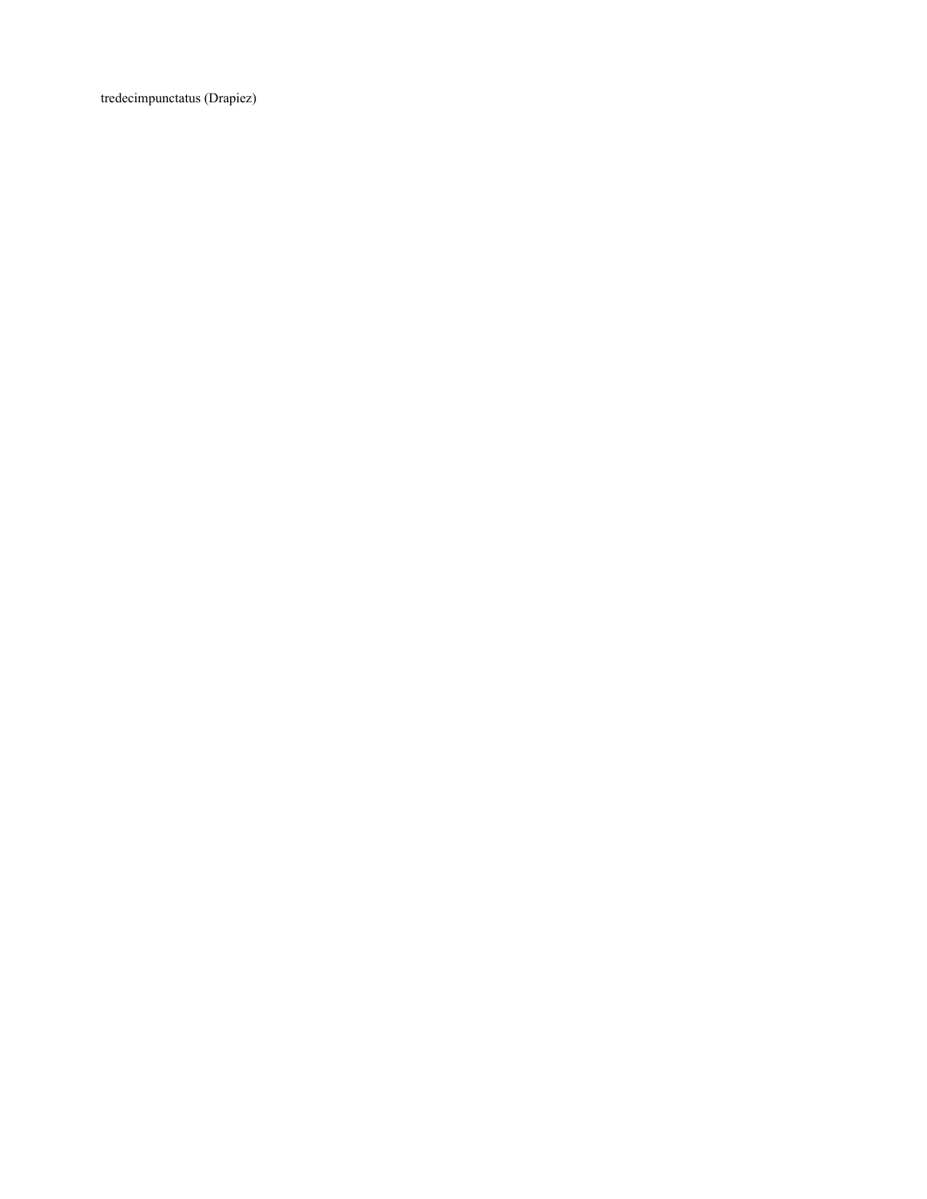tredecimpunctatus (Drapiez)